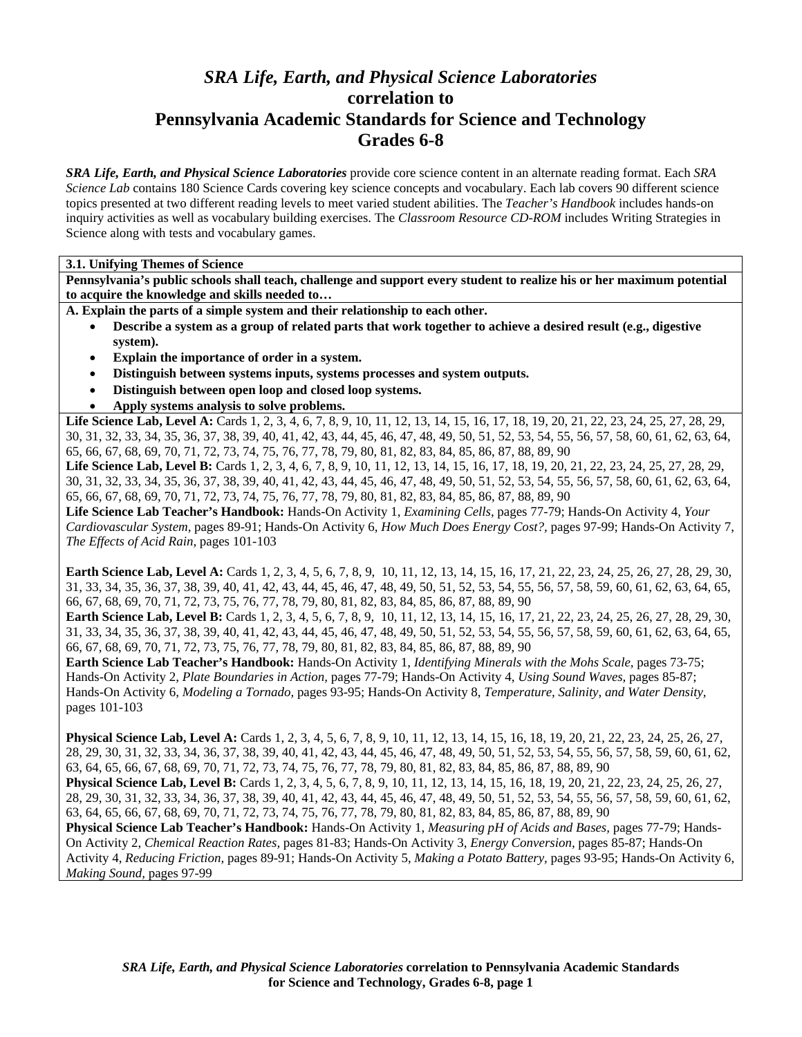# *SRA Life, Earth, and Physical Science Laboratories* correlation to Pennsylvania Academic Standards for Science and Technology Grades 6-8

***SRA Life, Earth, and Physical Science Laboratories*** provide core science content in an alternate reading format. Each *SRA Science Lab* contains 180 Science Cards covering key science concepts and vocabulary. Each lab covers 90 different science topics presented at two different reading levels to meet varied student abilities. The *Teacher's Handbook* includes hands-on inquiry activities as well as vocabulary building exercises. The *Classroom Resource CD-ROM* includes Writing Strategies in Science along with tests and vocabulary games.

**3.1. Unifying Themes of Science**

**Pennsylvania's public schools shall teach, challenge and support every student to realize his or her maximum potential to acquire the knowledge and skills needed to…**

**A. Explain the parts of a simple system and their relationship to each other.**

- **Describe a system as a group of related parts that work together to achieve a desired result (e.g., digestive system).**
- **Explain the importance of order in a system.**
- **Distinguish between systems inputs, systems processes and system outputs.**
- **Distinguish between open loop and closed loop systems.**
- **Apply systems analysis to solve problems.**

**Life Science Lab, Level A:** Cards 1, 2, 3, 4, 6, 7, 8, 9, 10, 11, 12, 13, 14, 15, 16, 17, 18, 19, 20, 21, 22, 23, 24, 25, 27, 28, 29, 30, 31, 32, 33, 34, 35, 36, 37, 38, 39, 40, 41, 42, 43, 44, 45, 46, 47, 48, 49, 50, 51, 52, 53, 54, 55, 56, 57, 58, 60, 61, 62, 63, 64, 65, 66, 67, 68, 69, 70, 71, 72, 73, 74, 75, 76, 77, 78, 79, 80, 81, 82, 83, 84, 85, 86, 87, 88, 89, 90

**Life Science Lab, Level B:** Cards 1, 2, 3, 4, 6, 7, 8, 9, 10, 11, 12, 13, 14, 15, 16, 17, 18, 19, 20, 21, 22, 23, 24, 25, 27, 28, 29, 30, 31, 32, 33, 34, 35, 36, 37, 38, 39, 40, 41, 42, 43, 44, 45, 46, 47, 48, 49, 50, 51, 52, 53, 54, 55, 56, 57, 58, 60, 61, 62, 63, 64, 65, 66, 67, 68, 69, 70, 71, 72, 73, 74, 75, 76, 77, 78, 79, 80, 81, 82, 83, 84, 85, 86, 87, 88, 89, 90

**Life Science Lab Teacher's Handbook:** Hands-On Activity 1, *Examining Cells*, pages 77-79; Hands-On Activity 4, *Your Cardiovascular System*, pages 89-91; Hands-On Activity 6, *How Much Does Energy Cost?*, pages 97-99; Hands-On Activity 7, *The Effects of Acid Rain*, pages 101-103

**Earth Science Lab, Level A:** Cards 1, 2, 3, 4, 5, 6, 7, 8, 9, 10, 11, 12, 13, 14, 15, 16, 17, 21, 22, 23, 24, 25, 26, 27, 28, 29, 30, 31, 33, 34, 35, 36, 37, 38, 39, 40, 41, 42, 43, 44, 45, 46, 47, 48, 49, 50, 51, 52, 53, 54, 55, 56, 57, 58, 59, 60, 61, 62, 63, 64, 65, 66, 67, 68, 69, 70, 71, 72, 73, 75, 76, 77, 78, 79, 80, 81, 82, 83, 84, 85, 86, 87, 88, 89, 90

**Earth Science Lab, Level B:** Cards 1, 2, 3, 4, 5, 6, 7, 8, 9, 10, 11, 12, 13, 14, 15, 16, 17, 21, 22, 23, 24, 25, 26, 27, 28, 29, 30, 31, 33, 34, 35, 36, 37, 38, 39, 40, 41, 42, 43, 44, 45, 46, 47, 48, 49, 50, 51, 52, 53, 54, 55, 56, 57, 58, 59, 60, 61, 62, 63, 64, 65, 66, 67, 68, 69, 70, 71, 72, 73, 75, 76, 77, 78, 79, 80, 81, 82, 83, 84, 85, 86, 87, 88, 89, 90

**Earth Science Lab Teacher's Handbook:** Hands-On Activity 1, *Identifying Minerals with the Mohs Scale*, pages 73-75; Hands-On Activity 2, *Plate Boundaries in Action*, pages 77-79; Hands-On Activity 4, *Using Sound Waves*, pages 85-87; Hands-On Activity 6, *Modeling a Tornado*, pages 93-95; Hands-On Activity 8, *Temperature, Salinity, and Water Density*, pages 101-103

**Physical Science Lab, Level A:** Cards 1, 2, 3, 4, 5, 6, 7, 8, 9, 10, 11, 12, 13, 14, 15, 16, 18, 19, 20, 21, 22, 23, 24, 25, 26, 27, 28, 29, 30, 31, 32, 33, 34, 36, 37, 38, 39, 40, 41, 42, 43, 44, 45, 46, 47, 48, 49, 50, 51, 52, 53, 54, 55, 56, 57, 58, 59, 60, 61, 62, 63, 64, 65, 66, 67, 68, 69, 70, 71, 72, 73, 74, 75, 76, 77, 78, 79, 80, 81, 82, 83, 84, 85, 86, 87, 88, 89, 90

**Physical Science Lab, Level B:** Cards 1, 2, 3, 4, 5, 6, 7, 8, 9, 10, 11, 12, 13, 14, 15, 16, 18, 19, 20, 21, 22, 23, 24, 25, 26, 27, 28, 29, 30, 31, 32, 33, 34, 36, 37, 38, 39, 40, 41, 42, 43, 44, 45, 46, 47, 48, 49, 50, 51, 52, 53, 54, 55, 56, 57, 58, 59, 60, 61, 62, 63, 64, 65, 66, 67, 68, 69, 70, 71, 72, 73, 74, 75, 76, 77, 78, 79, 80, 81, 82, 83, 84, 85, 86, 87, 88, 89, 90

**Physical Science Lab Teacher's Handbook:** Hands-On Activity 1, *Measuring pH of Acids and Bases*, pages 77-79; Hands-On Activity 2, *Chemical Reaction Rates*, pages 81-83; Hands-On Activity 3, *Energy Conversion*, pages 85-87; Hands-On Activity 4, *Reducing Friction*, pages 89-91; Hands-On Activity 5, *Making a Potato Battery*, pages 93-95; Hands-On Activity 6, *Making Sound*, pages 97-99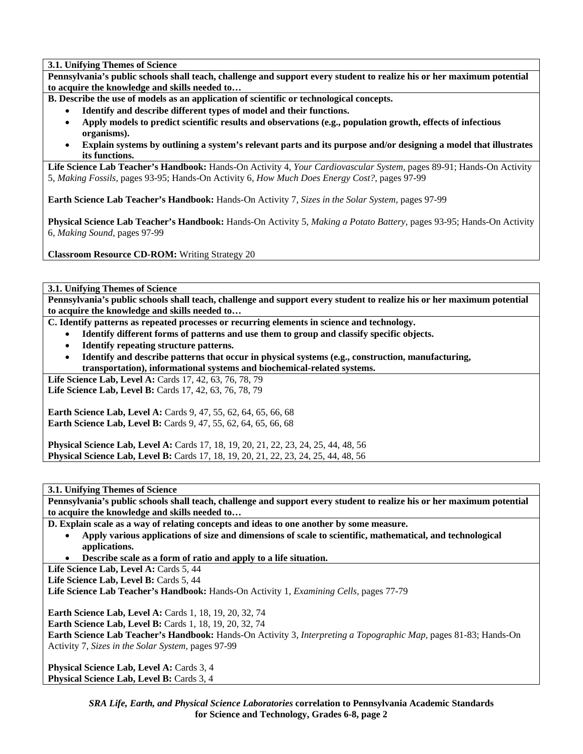**3.1. Unifying Themes of Science**

**Pennsylvania's public schools shall teach, challenge and support every student to realize his or her maximum potential to acquire the knowledge and skills needed to…**

**B. Describe the use of models as an application of scientific or technological concepts.**

- **Identify and describe different types of model and their functions.**
- **Apply models to predict scientific results and observations (e.g., population growth, effects of infectious organisms).**
- **Explain systems by outlining a system's relevant parts and its purpose and/or designing a model that illustrates its functions.**

**Life Science Lab Teacher's Handbook:** Hands-On Activity 4, *Your Cardiovascular System,* pages 89-91; Hands-On Activity 5, *Making Fossils,* pages 93-95; Hands-On Activity 6, *How Much Does Energy Cost?,* pages 97-99

**Earth Science Lab Teacher's Handbook:** Hands-On Activity 7, *Sizes in the Solar System,* pages 97-99

**Physical Science Lab Teacher's Handbook:** Hands-On Activity 5, *Making a Potato Battery,* pages 93-95; Hands-On Activity 6, *Making Sound,* pages 97-99

**Classroom Resource CD-ROM:** Writing Strategy 20

---

**3.1. Unifying Themes of Science**

**Pennsylvania's public schools shall teach, challenge and support every student to realize his or her maximum potential to acquire the knowledge and skills needed to…**

**C. Identify patterns as repeated processes or recurring elements in science and technology.**

- **Identify different forms of patterns and use them to group and classify specific objects.**
- **Identify repeating structure patterns.**
- **Identify and describe patterns that occur in physical systems (e.g., construction, manufacturing, transportation), informational systems and biochemical-related systems.**

**Life Science Lab, Level A:** Cards 17, 42, 63, 76, 78, 79
**Life Science Lab, Level B:** Cards 17, 42, 63, 76, 78, 79

**Earth Science Lab, Level A:** Cards 9, 47, 55, 62, 64, 65, 66, 68
**Earth Science Lab, Level B:** Cards 9, 47, 55, 62, 64, 65, 66, 68

**Physical Science Lab, Level A:** Cards 17, 18, 19, 20, 21, 22, 23, 24, 25, 44, 48, 56
**Physical Science Lab, Level B:** Cards 17, 18, 19, 20, 21, 22, 23, 24, 25, 44, 48, 56

---

**3.1. Unifying Themes of Science**

**Pennsylvania's public schools shall teach, challenge and support every student to realize his or her maximum potential to acquire the knowledge and skills needed to…**

**D. Explain scale as a way of relating concepts and ideas to one another by some measure.**

- **Apply various applications of size and dimensions of scale to scientific, mathematical, and technological applications.**
- **Describe scale as a form of ratio and apply to a life situation.**

**Life Science Lab, Level A:** Cards 5, 44
**Life Science Lab, Level B:** Cards 5, 44
**Life Science Lab Teacher's Handbook:** Hands-On Activity 1, *Examining Cells,* pages 77-79

**Earth Science Lab, Level A:** Cards 1, 18, 19, 20, 32, 74
**Earth Science Lab, Level B:** Cards 1, 18, 19, 20, 32, 74
**Earth Science Lab Teacher's Handbook:** Hands-On Activity 3, *Interpreting a Topographic Map,* pages 81-83; Hands-On Activity 7, *Sizes in the Solar System,* pages 97-99

**Physical Science Lab, Level A:** Cards 3, 4
**Physical Science Lab, Level B:** Cards 3, 4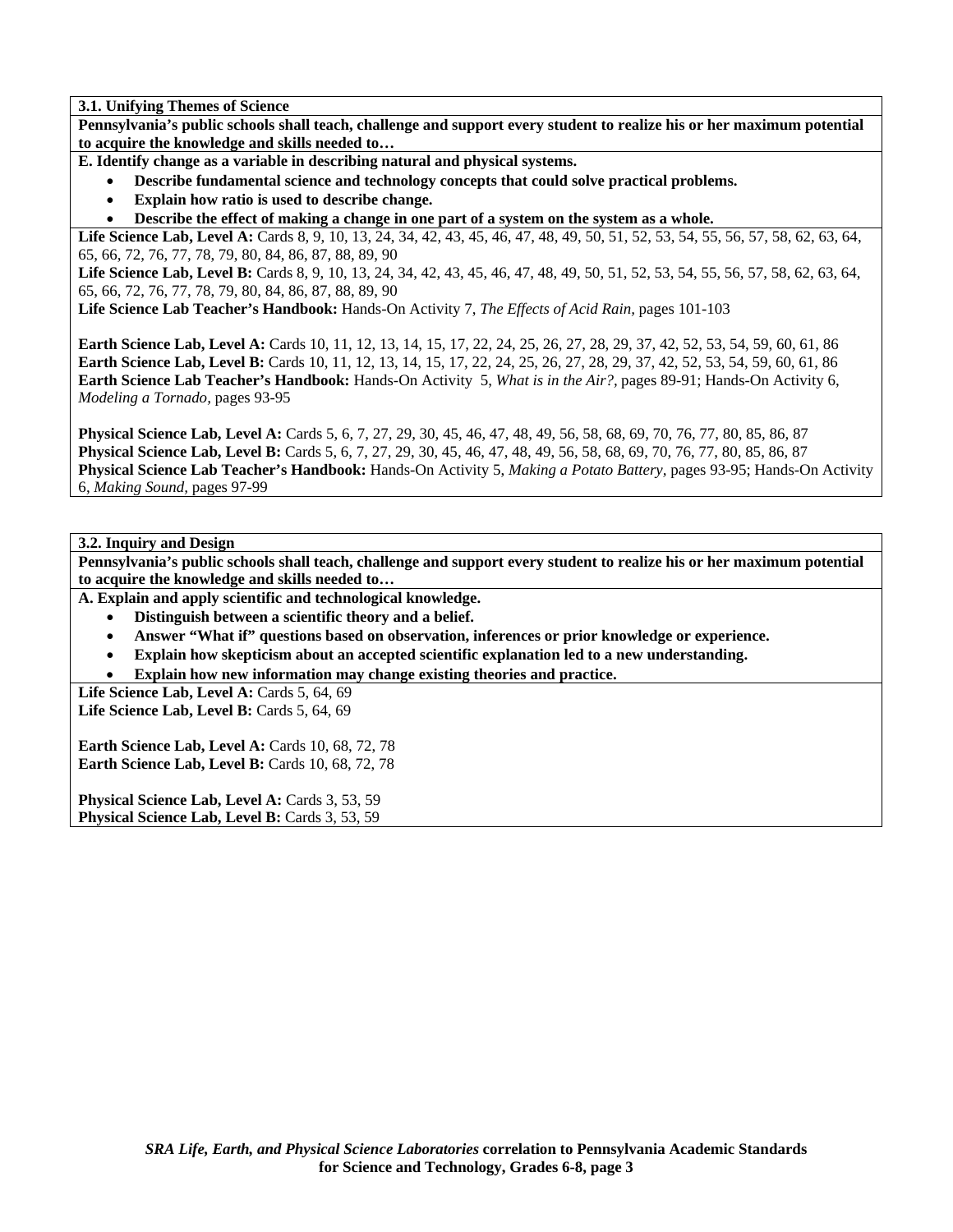**3.1. Unifying Themes of Science**

**Pennsylvania's public schools shall teach, challenge and support every student to realize his or her maximum potential to acquire the knowledge and skills needed to…**

**E. Identify change as a variable in describing natural and physical systems.**

- **Describe fundamental science and technology concepts that could solve practical problems.**
- **Explain how ratio is used to describe change.**
- **Describe the effect of making a change in one part of a system on the system as a whole.**

**Life Science Lab, Level A:** Cards 8, 9, 10, 13, 24, 34, 42, 43, 45, 46, 47, 48, 49, 50, 51, 52, 53, 54, 55, 56, 57, 58, 62, 63, 64, 65, 66, 72, 76, 77, 78, 79, 80, 84, 86, 87, 88, 89, 90
**Life Science Lab, Level B:** Cards 8, 9, 10, 13, 24, 34, 42, 43, 45, 46, 47, 48, 49, 50, 51, 52, 53, 54, 55, 56, 57, 58, 62, 63, 64, 65, 66, 72, 76, 77, 78, 79, 80, 84, 86, 87, 88, 89, 90
**Life Science Lab Teacher's Handbook:** Hands-On Activity 7, *The Effects of Acid Rain,* pages 101-103

**Earth Science Lab, Level A:** Cards 10, 11, 12, 13, 14, 15, 17, 22, 24, 25, 26, 27, 28, 29, 37, 42, 52, 53, 54, 59, 60, 61, 86
**Earth Science Lab, Level B:** Cards 10, 11, 12, 13, 14, 15, 17, 22, 24, 25, 26, 27, 28, 29, 37, 42, 52, 53, 54, 59, 60, 61, 86
**Earth Science Lab Teacher's Handbook:** Hands-On Activity 5, *What is in the Air?,* pages 89-91; Hands-On Activity 6, *Modeling a Tornado,* pages 93-95

**Physical Science Lab, Level A:** Cards 5, 6, 7, 27, 29, 30, 45, 46, 47, 48, 49, 56, 58, 68, 69, 70, 76, 77, 80, 85, 86, 87
**Physical Science Lab, Level B:** Cards 5, 6, 7, 27, 29, 30, 45, 46, 47, 48, 49, 56, 58, 68, 69, 70, 76, 77, 80, 85, 86, 87
**Physical Science Lab Teacher's Handbook:** Hands-On Activity 5, *Making a Potato Battery,* pages 93-95; Hands-On Activity 6, *Making Sound,* pages 97-99

**3.2. Inquiry and Design**

**Pennsylvania's public schools shall teach, challenge and support every student to realize his or her maximum potential to acquire the knowledge and skills needed to…**

**A. Explain and apply scientific and technological knowledge.**

- **Distinguish between a scientific theory and a belief.**
- **Answer "What if" questions based on observation, inferences or prior knowledge or experience.**
- **Explain how skepticism about an accepted scientific explanation led to a new understanding.**
- **Explain how new information may change existing theories and practice.**

**Life Science Lab, Level A:** Cards 5, 64, 69
**Life Science Lab, Level B:** Cards 5, 64, 69

**Earth Science Lab, Level A:** Cards 10, 68, 72, 78
**Earth Science Lab, Level B:** Cards 10, 68, 72, 78

**Physical Science Lab, Level A:** Cards 3, 53, 59
**Physical Science Lab, Level B:** Cards 3, 53, 59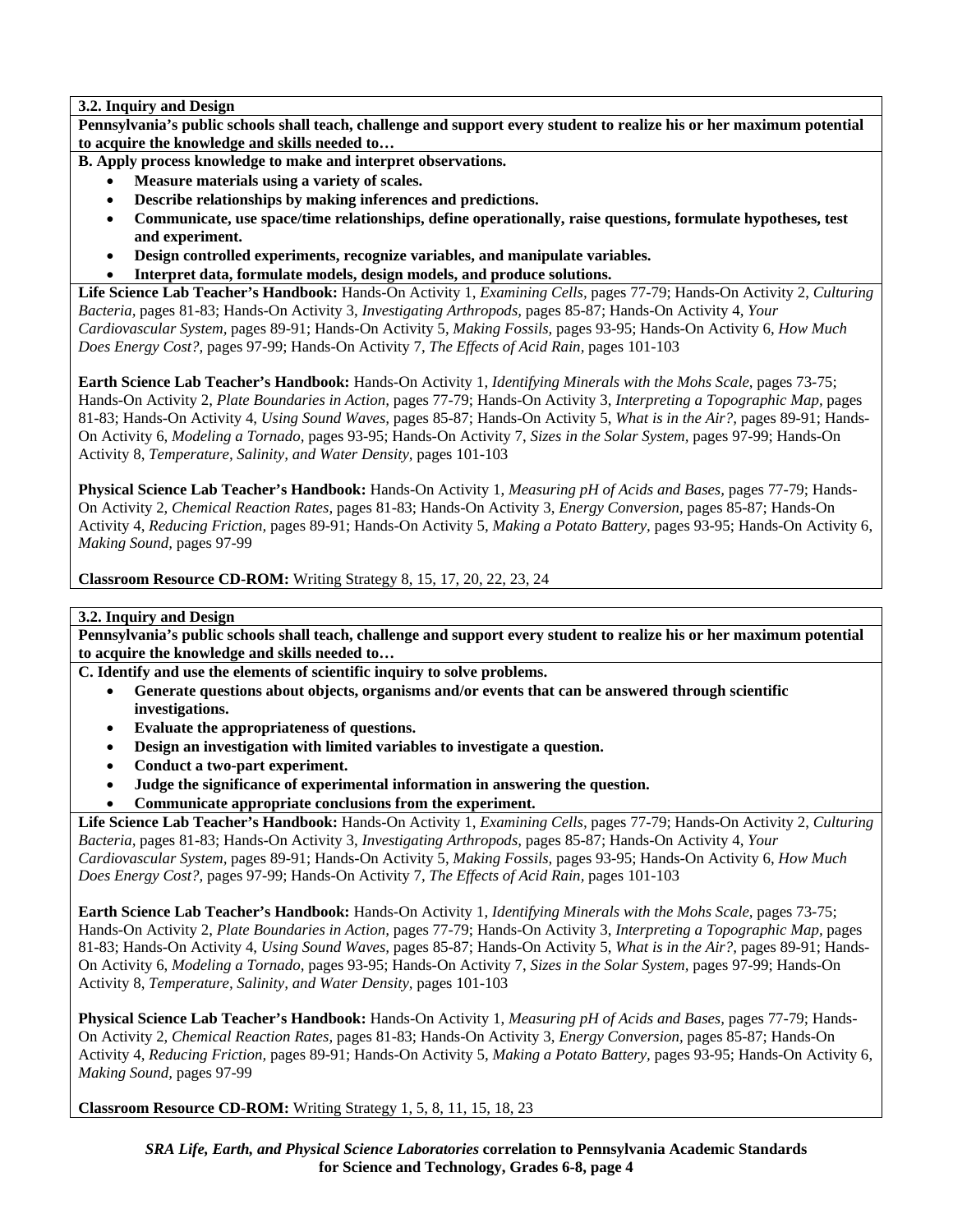**3.2. Inquiry and Design**

**Pennsylvania's public schools shall teach, challenge and support every student to realize his or her maximum potential to acquire the knowledge and skills needed to…**

**B. Apply process knowledge to make and interpret observations.**

- **Measure materials using a variety of scales.**
- **Describe relationships by making inferences and predictions.**
- **Communicate, use space/time relationships, define operationally, raise questions, formulate hypotheses, test and experiment.**
- **Design controlled experiments, recognize variables, and manipulate variables.**
- **Interpret data, formulate models, design models, and produce solutions.**

**Life Science Lab Teacher's Handbook:** Hands-On Activity 1, *Examining Cells*, pages 77-79; Hands-On Activity 2, *Culturing Bacteria,* pages 81-83; Hands-On Activity 3, *Investigating Arthropods,* pages 85-87; Hands-On Activity 4, *Your Cardiovascular System,* pages 89-91; Hands-On Activity 5, *Making Fossils*, pages 93-95; Hands-On Activity 6, *How Much Does Energy Cost?,* pages 97-99; Hands-On Activity 7, *The Effects of Acid Rain*, pages 101-103

**Earth Science Lab Teacher's Handbook:** Hands-On Activity 1, *Identifying Minerals with the Mohs Scale*, pages 73-75; Hands-On Activity 2, *Plate Boundaries in Action*, pages 77-79; Hands-On Activity 3, *Interpreting a Topographic Map*, pages 81-83; Hands-On Activity 4, *Using Sound Waves,* pages 85-87; Hands-On Activity 5, *What is in the Air?*, pages 89-91; Hands-On Activity 6, *Modeling a Tornado,* pages 93-95; Hands-On Activity 7, *Sizes in the Solar System,* pages 97-99; Hands-On Activity 8, *Temperature, Salinity, and Water Density,* pages 101-103

**Physical Science Lab Teacher's Handbook:** Hands-On Activity 1, *Measuring pH of Acids and Bases*, pages 77-79; Hands-On Activity 2, *Chemical Reaction Rates,* pages 81-83; Hands-On Activity 3, *Energy Conversion,* pages 85-87; Hands-On Activity 4, *Reducing Friction,* pages 89-91; Hands-On Activity 5, *Making a Potato Battery,* pages 93-95; Hands-On Activity 6, *Making Sound,* pages 97-99

**Classroom Resource CD-ROM:** Writing Strategy 8, 15, 17, 20, 22, 23, 24

**3.2. Inquiry and Design**

**Pennsylvania's public schools shall teach, challenge and support every student to realize his or her maximum potential to acquire the knowledge and skills needed to…**

**C. Identify and use the elements of scientific inquiry to solve problems.**

- **Generate questions about objects, organisms and/or events that can be answered through scientific investigations.**
- **Evaluate the appropriateness of questions.**
- **Design an investigation with limited variables to investigate a question.**
- **Conduct a two-part experiment.**
- **Judge the significance of experimental information in answering the question.**
- **Communicate appropriate conclusions from the experiment.**

**Life Science Lab Teacher's Handbook:** Hands-On Activity 1, *Examining Cells*, pages 77-79; Hands-On Activity 2, *Culturing Bacteria,* pages 81-83; Hands-On Activity 3, *Investigating Arthropods,* pages 85-87; Hands-On Activity 4, *Your Cardiovascular System,* pages 89-91; Hands-On Activity 5, *Making Fossils*, pages 93-95; Hands-On Activity 6, *How Much Does Energy Cost?,* pages 97-99; Hands-On Activity 7, *The Effects of Acid Rain*, pages 101-103

**Earth Science Lab Teacher's Handbook:** Hands-On Activity 1, *Identifying Minerals with the Mohs Scale*, pages 73-75; Hands-On Activity 2, *Plate Boundaries in Action*, pages 77-79; Hands-On Activity 3, *Interpreting a Topographic Map*, pages 81-83; Hands-On Activity 4, *Using Sound Waves,* pages 85-87; Hands-On Activity 5, *What is in the Air?*, pages 89-91; Hands-On Activity 6, *Modeling a Tornado,* pages 93-95; Hands-On Activity 7, *Sizes in the Solar System,* pages 97-99; Hands-On Activity 8, *Temperature, Salinity, and Water Density,* pages 101-103

**Physical Science Lab Teacher's Handbook:** Hands-On Activity 1, *Measuring pH of Acids and Bases*, pages 77-79; Hands-On Activity 2, *Chemical Reaction Rates,* pages 81-83; Hands-On Activity 3, *Energy Conversion,* pages 85-87; Hands-On Activity 4, *Reducing Friction,* pages 89-91; Hands-On Activity 5, *Making a Potato Battery,* pages 93-95; Hands-On Activity 6, *Making Sound,* pages 97-99

**Classroom Resource CD-ROM:** Writing Strategy 1, 5, 8, 11, 15, 18, 23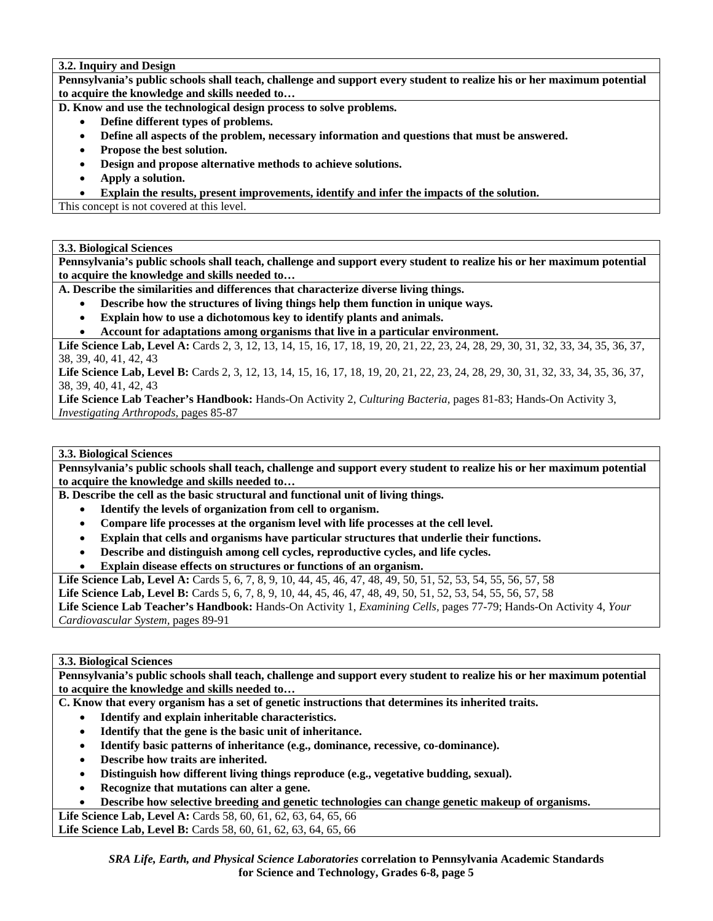**3.2. Inquiry and Design**

**Pennsylvania's public schools shall teach, challenge and support every student to realize his or her maximum potential to acquire the knowledge and skills needed to…**

**D. Know and use the technological design process to solve problems.**

- **Define different types of problems.**
- **Define all aspects of the problem, necessary information and questions that must be answered.**
- **Propose the best solution.**
- **Design and propose alternative methods to achieve solutions.**
- **Apply a solution.**
- **Explain the results, present improvements, identify and infer the impacts of the solution.**

This concept is not covered at this level.

**3.3. Biological Sciences**

**Pennsylvania's public schools shall teach, challenge and support every student to realize his or her maximum potential to acquire the knowledge and skills needed to…**

**A. Describe the similarities and differences that characterize diverse living things.**

- **Describe how the structures of living things help them function in unique ways.**
- **Explain how to use a dichotomous key to identify plants and animals.**
- **Account for adaptations among organisms that live in a particular environment.**

**Life Science Lab, Level A:** Cards 2, 3, 12, 13, 14, 15, 16, 17, 18, 19, 20, 21, 22, 23, 24, 28, 29, 30, 31, 32, 33, 34, 35, 36, 37, 38, 39, 40, 41, 42, 43

**Life Science Lab, Level B:** Cards 2, 3, 12, 13, 14, 15, 16, 17, 18, 19, 20, 21, 22, 23, 24, 28, 29, 30, 31, 32, 33, 34, 35, 36, 37, 38, 39, 40, 41, 42, 43

**Life Science Lab Teacher's Handbook:** Hands-On Activity 2, *Culturing Bacteria,* pages 81-83; Hands-On Activity 3, *Investigating Arthropods,* pages 85-87

**3.3. Biological Sciences**

**Pennsylvania's public schools shall teach, challenge and support every student to realize his or her maximum potential to acquire the knowledge and skills needed to…**

**B. Describe the cell as the basic structural and functional unit of living things.**

- **Identify the levels of organization from cell to organism.**
- **Compare life processes at the organism level with life processes at the cell level.**
- **Explain that cells and organisms have particular structures that underlie their functions.**
- **Describe and distinguish among cell cycles, reproductive cycles, and life cycles.**
- **Explain disease effects on structures or functions of an organism.**

**Life Science Lab, Level A:** Cards 5, 6, 7, 8, 9, 10, 44, 45, 46, 47, 48, 49, 50, 51, 52, 53, 54, 55, 56, 57, 58

**Life Science Lab, Level B:** Cards 5, 6, 7, 8, 9, 10, 44, 45, 46, 47, 48, 49, 50, 51, 52, 53, 54, 55, 56, 57, 58

**Life Science Lab Teacher's Handbook:** Hands-On Activity 1, *Examining Cells,* pages 77-79; Hands-On Activity 4, *Your Cardiovascular System,* pages 89-91

**3.3. Biological Sciences**

**Pennsylvania's public schools shall teach, challenge and support every student to realize his or her maximum potential to acquire the knowledge and skills needed to…**

**C. Know that every organism has a set of genetic instructions that determines its inherited traits.**

- **Identify and explain inheritable characteristics.**
- **Identify that the gene is the basic unit of inheritance.**
- **Identify basic patterns of inheritance (e.g., dominance, recessive, co-dominance).**
- **Describe how traits are inherited.**
- **Distinguish how different living things reproduce (e.g., vegetative budding, sexual).**
- **Recognize that mutations can alter a gene.**
- **Describe how selective breeding and genetic technologies can change genetic makeup of organisms.**

**Life Science Lab, Level A:** Cards 58, 60, 61, 62, 63, 64, 65, 66

**Life Science Lab, Level B:** Cards 58, 60, 61, 62, 63, 64, 65, 66

***SRA Life, Earth, and Physical Science Laboratories* correlation to Pennsylvania Academic Standards for Science and Technology, Grades 6-8, page 5**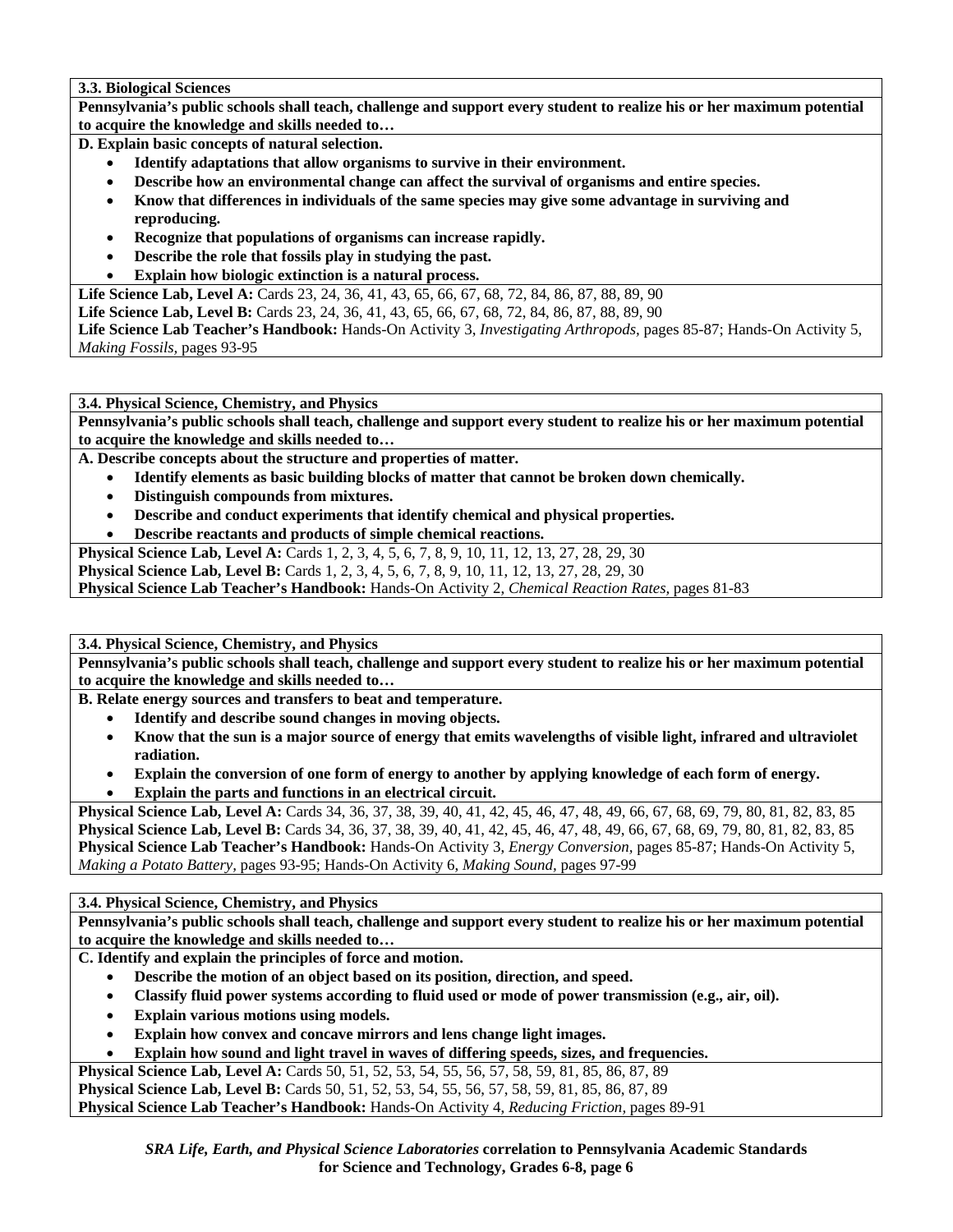**3.3. Biological Sciences**

**Pennsylvania's public schools shall teach, challenge and support every student to realize his or her maximum potential to acquire the knowledge and skills needed to…**

**D. Explain basic concepts of natural selection.**

- **Identify adaptations that allow organisms to survive in their environment.**
- **Describe how an environmental change can affect the survival of organisms and entire species.**
- **Know that differences in individuals of the same species may give some advantage in surviving and reproducing.**
- **Recognize that populations of organisms can increase rapidly.**
- **Describe the role that fossils play in studying the past.**
- **Explain how biologic extinction is a natural process.**

**Life Science Lab, Level A:** Cards 23, 24, 36, 41, 43, 65, 66, 67, 68, 72, 84, 86, 87, 88, 89, 90
**Life Science Lab, Level B:** Cards 23, 24, 36, 41, 43, 65, 66, 67, 68, 72, 84, 86, 87, 88, 89, 90
**Life Science Lab Teacher's Handbook:** Hands-On Activity 3, *Investigating Arthropods,* pages 85-87; Hands-On Activity 5, *Making Fossils,* pages 93-95

**3.4. Physical Science, Chemistry, and Physics**

**Pennsylvania's public schools shall teach, challenge and support every student to realize his or her maximum potential to acquire the knowledge and skills needed to…**

**A. Describe concepts about the structure and properties of matter.**

- **Identify elements as basic building blocks of matter that cannot be broken down chemically.**
- **Distinguish compounds from mixtures.**
- **Describe and conduct experiments that identify chemical and physical properties.**
- **Describe reactants and products of simple chemical reactions.**

**Physical Science Lab, Level A:** Cards 1, 2, 3, 4, 5, 6, 7, 8, 9, 10, 11, 12, 13, 27, 28, 29, 30
**Physical Science Lab, Level B:** Cards 1, 2, 3, 4, 5, 6, 7, 8, 9, 10, 11, 12, 13, 27, 28, 29, 30
**Physical Science Lab Teacher's Handbook:** Hands-On Activity 2, *Chemical Reaction Rates,* pages 81-83

**3.4. Physical Science, Chemistry, and Physics**

**Pennsylvania's public schools shall teach, challenge and support every student to realize his or her maximum potential to acquire the knowledge and skills needed to…**

**B. Relate energy sources and transfers to beat and temperature.**

- **Identify and describe sound changes in moving objects.**
- **Know that the sun is a major source of energy that emits wavelengths of visible light, infrared and ultraviolet radiation.**
- **Explain the conversion of one form of energy to another by applying knowledge of each form of energy.**
- **Explain the parts and functions in an electrical circuit.**

**Physical Science Lab, Level A:** Cards 34, 36, 37, 38, 39, 40, 41, 42, 45, 46, 47, 48, 49, 66, 67, 68, 69, 79, 80, 81, 82, 83, 85
**Physical Science Lab, Level B:** Cards 34, 36, 37, 38, 39, 40, 41, 42, 45, 46, 47, 48, 49, 66, 67, 68, 69, 79, 80, 81, 82, 83, 85
**Physical Science Lab Teacher's Handbook:** Hands-On Activity 3, *Energy Conversion,* pages 85-87; Hands-On Activity 5, *Making a Potato Battery,* pages 93-95; Hands-On Activity 6, *Making Sound,* pages 97-99

**3.4. Physical Science, Chemistry, and Physics**

**Pennsylvania's public schools shall teach, challenge and support every student to realize his or her maximum potential to acquire the knowledge and skills needed to…**

**C. Identify and explain the principles of force and motion.**

- **Describe the motion of an object based on its position, direction, and speed.**
- **Classify fluid power systems according to fluid used or mode of power transmission (e.g., air, oil).**
- **Explain various motions using models.**
- **Explain how convex and concave mirrors and lens change light images.**
- **Explain how sound and light travel in waves of differing speeds, sizes, and frequencies.**

**Physical Science Lab, Level A:** Cards 50, 51, 52, 53, 54, 55, 56, 57, 58, 59, 81, 85, 86, 87, 89
**Physical Science Lab, Level B:** Cards 50, 51, 52, 53, 54, 55, 56, 57, 58, 59, 81, 85, 86, 87, 89
**Physical Science Lab Teacher's Handbook:** Hands-On Activity 4, *Reducing Friction,* pages 89-91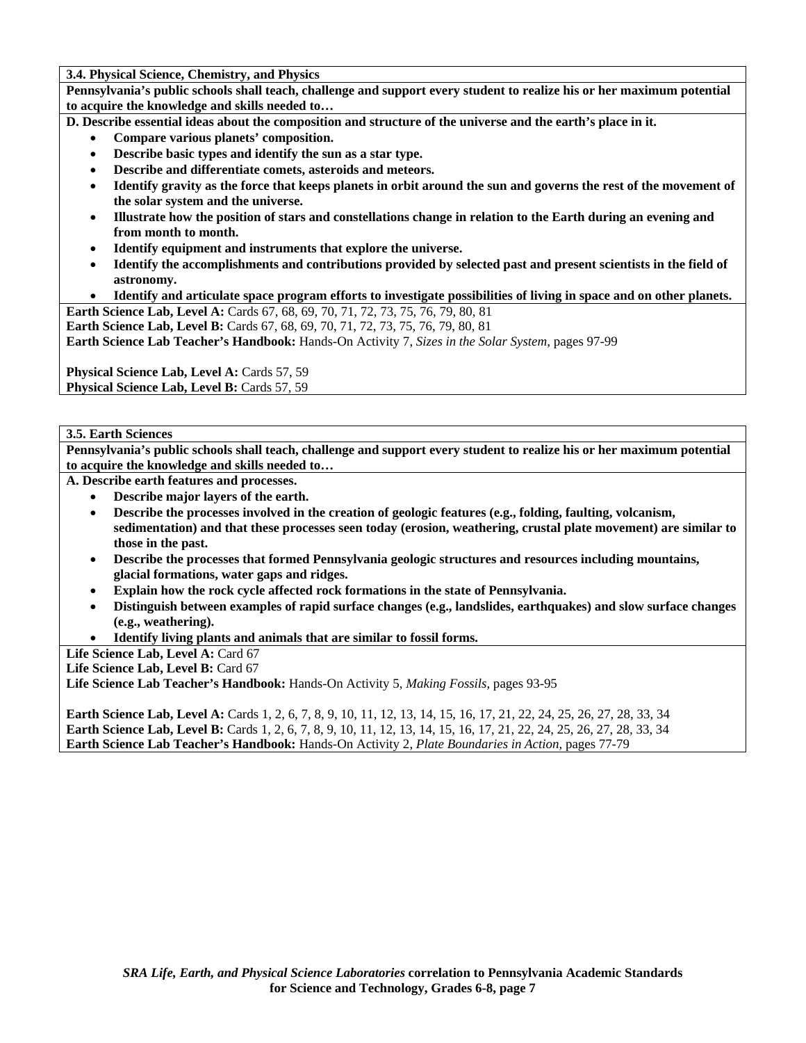**3.4. Physical Science, Chemistry, and Physics**

**Pennsylvania's public schools shall teach, challenge and support every student to realize his or her maximum potential to acquire the knowledge and skills needed to…**

**D. Describe essential ideas about the composition and structure of the universe and the earth's place in it.**

- **Compare various planets' composition.**
- **Describe basic types and identify the sun as a star type.**
- **Describe and differentiate comets, asteroids and meteors.**
- **Identify gravity as the force that keeps planets in orbit around the sun and governs the rest of the movement of the solar system and the universe.**
- **Illustrate how the position of stars and constellations change in relation to the Earth during an evening and from month to month.**
- **Identify equipment and instruments that explore the universe.**
- **Identify the accomplishments and contributions provided by selected past and present scientists in the field of astronomy.**
- **Identify and articulate space program efforts to investigate possibilities of living in space and on other planets.**

**Earth Science Lab, Level A:** Cards 67, 68, 69, 70, 71, 72, 73, 75, 76, 79, 80, 81
**Earth Science Lab, Level B:** Cards 67, 68, 69, 70, 71, 72, 73, 75, 76, 79, 80, 81
**Earth Science Lab Teacher's Handbook:** Hands-On Activity 7, *Sizes in the Solar System,* pages 97-99

**Physical Science Lab, Level A:** Cards 57, 59
**Physical Science Lab, Level B:** Cards 57, 59

**3.5. Earth Sciences**

**Pennsylvania's public schools shall teach, challenge and support every student to realize his or her maximum potential to acquire the knowledge and skills needed to…**

**A. Describe earth features and processes.**

- **Describe major layers of the earth.**
- **Describe the processes involved in the creation of geologic features (e.g., folding, faulting, volcanism, sedimentation) and that these processes seen today (erosion, weathering, crustal plate movement) are similar to those in the past.**
- **Describe the processes that formed Pennsylvania geologic structures and resources including mountains, glacial formations, water gaps and ridges.**
- **Explain how the rock cycle affected rock formations in the state of Pennsylvania.**
- **Distinguish between examples of rapid surface changes (e.g., landslides, earthquakes) and slow surface changes (e.g., weathering).**
- **Identify living plants and animals that are similar to fossil forms.**

**Life Science Lab, Level A:** Card 67
**Life Science Lab, Level B:** Card 67
**Life Science Lab Teacher's Handbook:** Hands-On Activity 5, *Making Fossils,* pages 93-95

**Earth Science Lab, Level A:** Cards 1, 2, 6, 7, 8, 9, 10, 11, 12, 13, 14, 15, 16, 17, 21, 22, 24, 25, 26, 27, 28, 33, 34
**Earth Science Lab, Level B:** Cards 1, 2, 6, 7, 8, 9, 10, 11, 12, 13, 14, 15, 16, 17, 21, 22, 24, 25, 26, 27, 28, 33, 34
**Earth Science Lab Teacher's Handbook:** Hands-On Activity 2, *Plate Boundaries in Action,* pages 77-79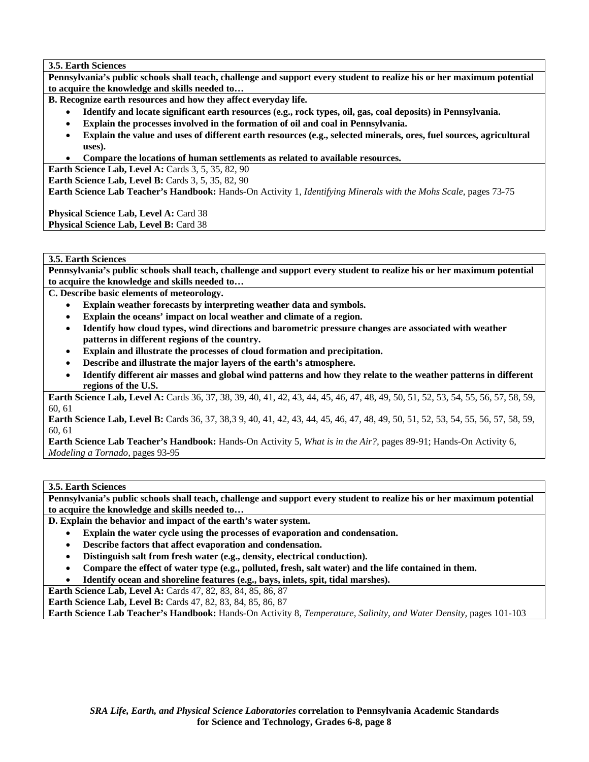**3.5. Earth Sciences**

**Pennsylvania's public schools shall teach, challenge and support every student to realize his or her maximum potential to acquire the knowledge and skills needed to…**

**B. Recognize earth resources and how they affect everyday life.**

- **Identify and locate significant earth resources (e.g., rock types, oil, gas, coal deposits) in Pennsylvania.**
- **Explain the processes involved in the formation of oil and coal in Pennsylvania.**
- **Explain the value and uses of different earth resources (e.g., selected minerals, ores, fuel sources, agricultural uses).**
- **Compare the locations of human settlements as related to available resources.**

**Earth Science Lab, Level A:** Cards 3, 5, 35, 82, 90
**Earth Science Lab, Level B:** Cards 3, 5, 35, 82, 90
**Earth Science Lab Teacher's Handbook:** Hands-On Activity 1, *Identifying Minerals with the Mohs Scale,* pages 73-75

**Physical Science Lab, Level A:** Card 38
**Physical Science Lab, Level B:** Card 38

**3.5. Earth Sciences**

**Pennsylvania's public schools shall teach, challenge and support every student to realize his or her maximum potential to acquire the knowledge and skills needed to…**

**C. Describe basic elements of meteorology.**

- **Explain weather forecasts by interpreting weather data and symbols.**
- **Explain the oceans' impact on local weather and climate of a region.**
- **Identify how cloud types, wind directions and barometric pressure changes are associated with weather patterns in different regions of the country.**
- **Explain and illustrate the processes of cloud formation and precipitation.**
- **Describe and illustrate the major layers of the earth's atmosphere.**
- **Identify different air masses and global wind patterns and how they relate to the weather patterns in different regions of the U.S.**

**Earth Science Lab, Level A:** Cards 36, 37, 38, 39, 40, 41, 42, 43, 44, 45, 46, 47, 48, 49, 50, 51, 52, 53, 54, 55, 56, 57, 58, 59, 60, 61
**Earth Science Lab, Level B:** Cards 36, 37, 38,3 9, 40, 41, 42, 43, 44, 45, 46, 47, 48, 49, 50, 51, 52, 53, 54, 55, 56, 57, 58, 59, 60, 61
**Earth Science Lab Teacher's Handbook:** Hands-On Activity 5, *What is in the Air?,* pages 89-91; Hands-On Activity 6, *Modeling a Tornado,* pages 93-95

**3.5. Earth Sciences**

**Pennsylvania's public schools shall teach, challenge and support every student to realize his or her maximum potential to acquire the knowledge and skills needed to…**

**D. Explain the behavior and impact of the earth's water system.**

- **Explain the water cycle using the processes of evaporation and condensation.**
- **Describe factors that affect evaporation and condensation.**
- **Distinguish salt from fresh water (e.g., density, electrical conduction).**
- **Compare the effect of water type (e.g., polluted, fresh, salt water) and the life contained in them.**
- **Identify ocean and shoreline features (e.g., bays, inlets, spit, tidal marshes).**

**Earth Science Lab, Level A:** Cards 47, 82, 83, 84, 85, 86, 87
**Earth Science Lab, Level B:** Cards 47, 82, 83, 84, 85, 86, 87
**Earth Science Lab Teacher's Handbook:** Hands-On Activity 8, *Temperature, Salinity, and Water Density,* pages 101-103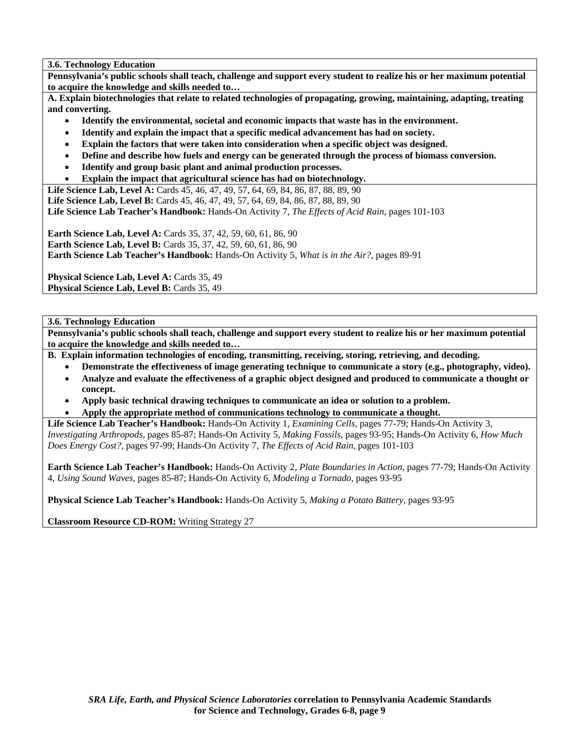**3.6. Technology Education**

**Pennsylvania's public schools shall teach, challenge and support every student to realize his or her maximum potential to acquire the knowledge and skills needed to…**

**A. Explain biotechnologies that relate to related technologies of propagating, growing, maintaining, adapting, treating and converting.**

- **Identify the environmental, societal and economic impacts that waste has in the environment.**
- **Identify and explain the impact that a specific medical advancement has had on society.**
- **Explain the factors that were taken into consideration when a specific object was designed.**
- **Define and describe how fuels and energy can be generated through the process of biomass conversion.**
- **Identify and group basic plant and animal production processes.**
- **Explain the impact that agricultural science has had on biotechnology.**

**Life Science Lab, Level A:** Cards 45, 46, 47, 49, 57, 64, 69, 84, 86, 87, 88, 89, 90
**Life Science Lab, Level B:** Cards 45, 46, 47, 49, 57, 64, 69, 84, 86, 87, 88, 89, 90
**Life Science Lab Teacher's Handbook:** Hands-On Activity 7, *The Effects of Acid Rain,* pages 101-103

**Earth Science Lab, Level A:** Cards 35, 37, 42, 59, 60, 61, 86, 90
**Earth Science Lab, Level B:** Cards 35, 37, 42, 59, 60, 61, 86, 90
**Earth Science Lab Teacher's Handbook:** Hands-On Activity 5, *What is in the Air?,* pages 89-91

**Physical Science Lab, Level A:** Cards 35, 49
**Physical Science Lab, Level B:** Cards 35, 49

**3.6. Technology Education**

**Pennsylvania's public schools shall teach, challenge and support every student to realize his or her maximum potential to acquire the knowledge and skills needed to…**

**B. Explain information technologies of encoding, transmitting, receiving, storing, retrieving, and decoding.**

- **Demonstrate the effectiveness of image generating technique to communicate a story (e.g., photography, video).**
- **Analyze and evaluate the effectiveness of a graphic object designed and produced to communicate a thought or concept.**
- **Apply basic technical drawing techniques to communicate an idea or solution to a problem.**
- **Apply the appropriate method of communications technology to communicate a thought.**

**Life Science Lab Teacher's Handbook:** Hands-On Activity 1, *Examining Cells,* pages 77-79; Hands-On Activity 3, *Investigating Arthropods,* pages 85-87; Hands-On Activity 5, *Making Fossils,* pages 93-95; Hands-On Activity 6, *How Much Does Energy Cost?,* pages 97-99; Hands-On Activity 7, *The Effects of Acid Rain,* pages 101-103

**Earth Science Lab Teacher's Handbook:** Hands-On Activity 2, *Plate Boundaries in Action,* pages 77-79; Hands-On Activity 4, *Using Sound Waves,* pages 85-87; Hands-On Activity 6, *Modeling a Tornado,* pages 93-95

**Physical Science Lab Teacher's Handbook:** Hands-On Activity 5, *Making a Potato Battery,* pages 93-95

**Classroom Resource CD-ROM:** Writing Strategy 27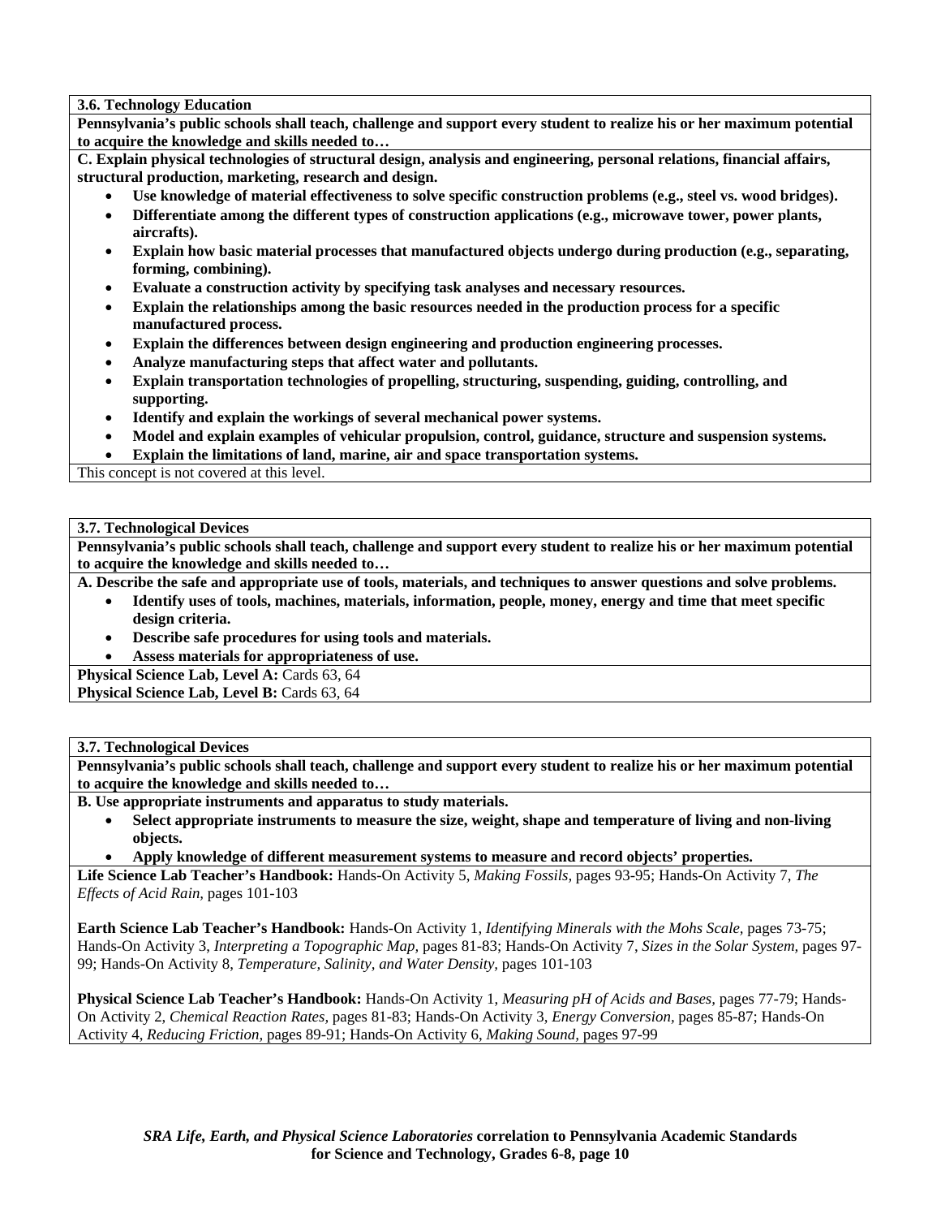**3.6. Technology Education**

**Pennsylvania's public schools shall teach, challenge and support every student to realize his or her maximum potential to acquire the knowledge and skills needed to…**

**C. Explain physical technologies of structural design, analysis and engineering, personal relations, financial affairs, structural production, marketing, research and design.**

- **Use knowledge of material effectiveness to solve specific construction problems (e.g., steel vs. wood bridges).**
- **Differentiate among the different types of construction applications (e.g., microwave tower, power plants, aircrafts).**
- **Explain how basic material processes that manufactured objects undergo during production (e.g., separating, forming, combining).**
- **Evaluate a construction activity by specifying task analyses and necessary resources.**
- **Explain the relationships among the basic resources needed in the production process for a specific manufactured process.**
- **Explain the differences between design engineering and production engineering processes.**
- **Analyze manufacturing steps that affect water and pollutants.**
- **Explain transportation technologies of propelling, structuring, suspending, guiding, controlling, and supporting.**
- **Identify and explain the workings of several mechanical power systems.**
- **Model and explain examples of vehicular propulsion, control, guidance, structure and suspension systems.**
- **Explain the limitations of land, marine, air and space transportation systems.**

This concept is not covered at this level.

**3.7. Technological Devices**

**Pennsylvania's public schools shall teach, challenge and support every student to realize his or her maximum potential to acquire the knowledge and skills needed to…**

**A. Describe the safe and appropriate use of tools, materials, and techniques to answer questions and solve problems.**

- **Identify uses of tools, machines, materials, information, people, money, energy and time that meet specific design criteria.**
- **Describe safe procedures for using tools and materials.**
- **Assess materials for appropriateness of use.**

**Physical Science Lab, Level A:** Cards 63, 64
**Physical Science Lab, Level B:** Cards 63, 64

**3.7. Technological Devices**

**Pennsylvania's public schools shall teach, challenge and support every student to realize his or her maximum potential to acquire the knowledge and skills needed to…**

**B. Use appropriate instruments and apparatus to study materials.**

- **Select appropriate instruments to measure the size, weight, shape and temperature of living and non-living objects.**
- **Apply knowledge of different measurement systems to measure and record objects' properties.**

**Life Science Lab Teacher's Handbook:** Hands-On Activity 5, *Making Fossils,* pages 93-95; Hands-On Activity 7, *The Effects of Acid Rain,* pages 101-103

**Earth Science Lab Teacher's Handbook:** Hands-On Activity 1, *Identifying Minerals with the Mohs Scale,* pages 73-75; Hands-On Activity 3, *Interpreting a Topographic Map,* pages 81-83; Hands-On Activity 7, *Sizes in the Solar System,* pages 97-99; Hands-On Activity 8, *Temperature, Salinity, and Water Density,* pages 101-103

**Physical Science Lab Teacher's Handbook:** Hands-On Activity 1, *Measuring pH of Acids and Bases,* pages 77-79; Hands-On Activity 2, *Chemical Reaction Rates,* pages 81-83; Hands-On Activity 3, *Energy Conversion,* pages 85-87; Hands-On Activity 4, *Reducing Friction,* pages 89-91; Hands-On Activity 6, *Making Sound,* pages 97-99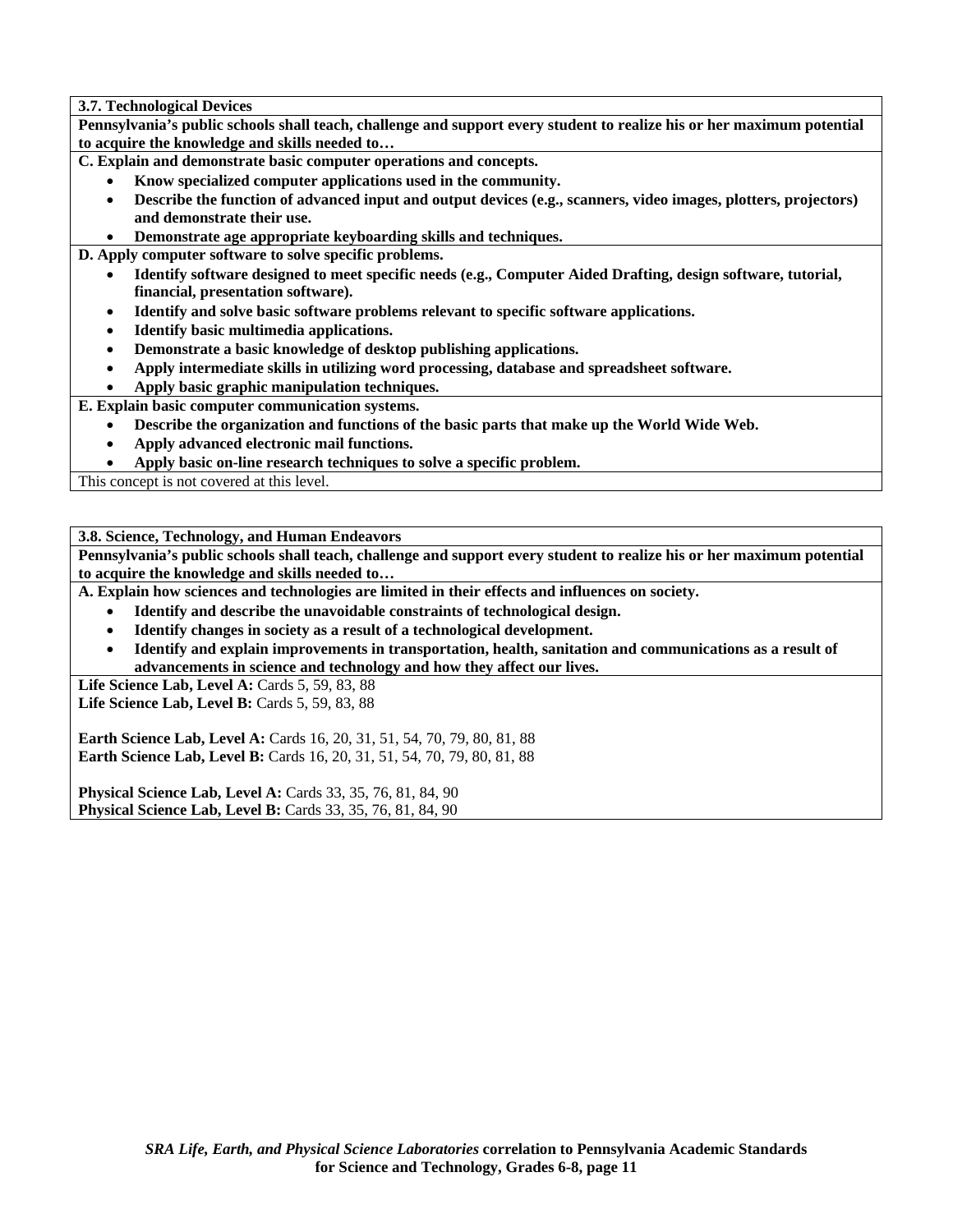**3.7. Technological Devices**

**Pennsylvania's public schools shall teach, challenge and support every student to realize his or her maximum potential to acquire the knowledge and skills needed to…**

**C. Explain and demonstrate basic computer operations and concepts.**

- **Know specialized computer applications used in the community.**
- **Describe the function of advanced input and output devices (e.g., scanners, video images, plotters, projectors) and demonstrate their use.**
- **Demonstrate age appropriate keyboarding skills and techniques.**

**D. Apply computer software to solve specific problems.**

- **Identify software designed to meet specific needs (e.g., Computer Aided Drafting, design software, tutorial, financial, presentation software).**
- **Identify and solve basic software problems relevant to specific software applications.**
- **Identify basic multimedia applications.**
- **Demonstrate a basic knowledge of desktop publishing applications.**
- **Apply intermediate skills in utilizing word processing, database and spreadsheet software.**
- **Apply basic graphic manipulation techniques.**

**E. Explain basic computer communication systems.**

- **Describe the organization and functions of the basic parts that make up the World Wide Web.**
- **Apply advanced electronic mail functions.**
- **Apply basic on-line research techniques to solve a specific problem.**

This concept is not covered at this level.

**3.8. Science, Technology, and Human Endeavors**

**Pennsylvania's public schools shall teach, challenge and support every student to realize his or her maximum potential to acquire the knowledge and skills needed to…**

**A. Explain how sciences and technologies are limited in their effects and influences on society.**

- **Identify and describe the unavoidable constraints of technological design.**
- **Identify changes in society as a result of a technological development.**
- **Identify and explain improvements in transportation, health, sanitation and communications as a result of advancements in science and technology and how they affect our lives.**

**Life Science Lab, Level A:** Cards 5, 59, 83, 88
**Life Science Lab, Level B:** Cards 5, 59, 83, 88

**Earth Science Lab, Level A:** Cards 16, 20, 31, 51, 54, 70, 79, 80, 81, 88
**Earth Science Lab, Level B:** Cards 16, 20, 31, 51, 54, 70, 79, 80, 81, 88

**Physical Science Lab, Level A:** Cards 33, 35, 76, 81, 84, 90
**Physical Science Lab, Level B:** Cards 33, 35, 76, 81, 84, 90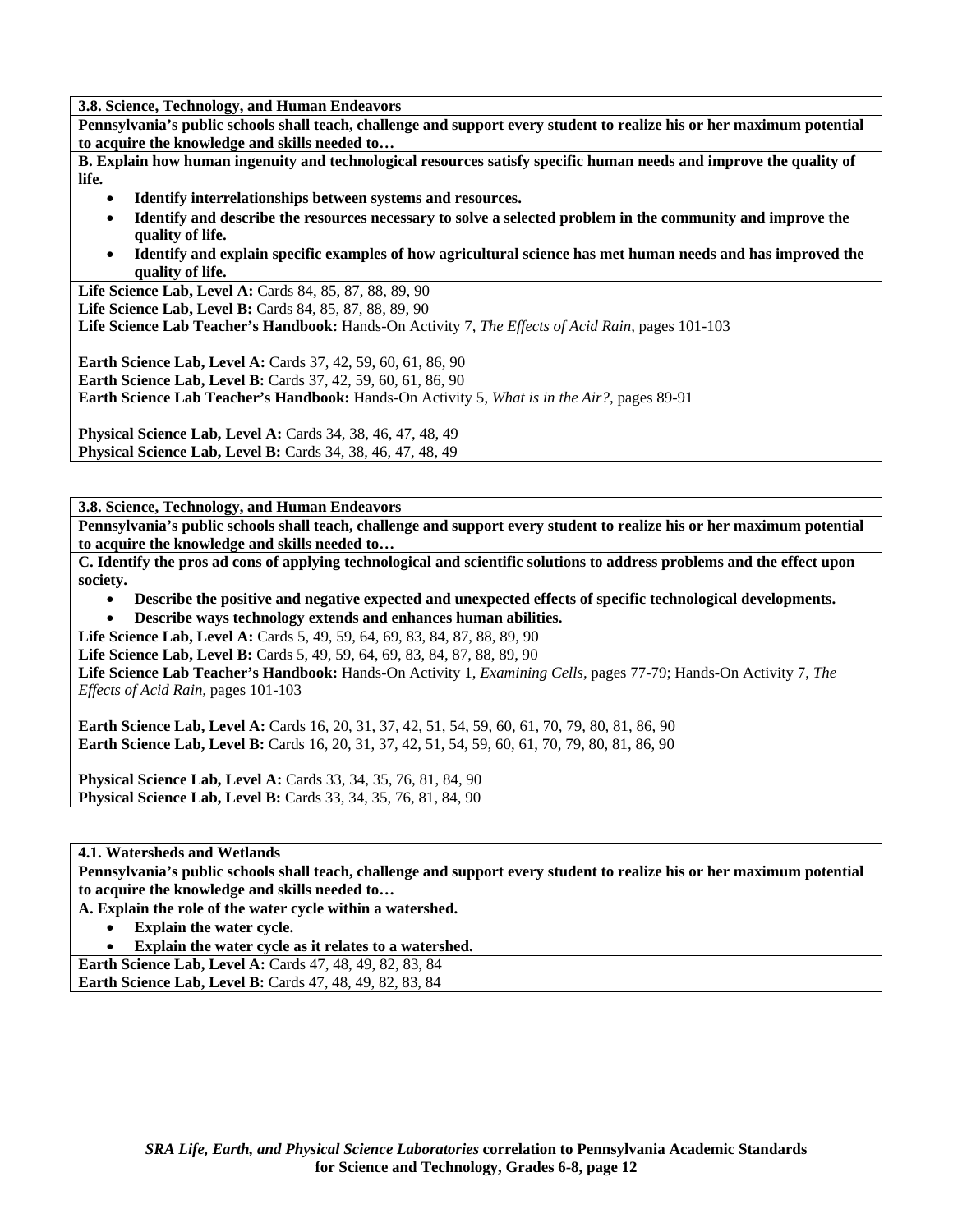**3.8. Science, Technology, and Human Endeavors**

**Pennsylvania's public schools shall teach, challenge and support every student to realize his or her maximum potential to acquire the knowledge and skills needed to…**

**B. Explain how human ingenuity and technological resources satisfy specific human needs and improve the quality of life.**

- **Identify interrelationships between systems and resources.**
- **Identify and describe the resources necessary to solve a selected problem in the community and improve the quality of life.**
- **Identify and explain specific examples of how agricultural science has met human needs and has improved the quality of life.**

**Life Science Lab, Level A:** Cards 84, 85, 87, 88, 89, 90
**Life Science Lab, Level B:** Cards 84, 85, 87, 88, 89, 90
**Life Science Lab Teacher's Handbook:** Hands-On Activity 7, *The Effects of Acid Rain,* pages 101-103

**Earth Science Lab, Level A:** Cards 37, 42, 59, 60, 61, 86, 90
**Earth Science Lab, Level B:** Cards 37, 42, 59, 60, 61, 86, 90
**Earth Science Lab Teacher's Handbook:** Hands-On Activity 5, *What is in the Air?,* pages 89-91

**Physical Science Lab, Level A:** Cards 34, 38, 46, 47, 48, 49
**Physical Science Lab, Level B:** Cards 34, 38, 46, 47, 48, 49

**3.8. Science, Technology, and Human Endeavors**

**Pennsylvania's public schools shall teach, challenge and support every student to realize his or her maximum potential to acquire the knowledge and skills needed to…**

**C. Identify the pros ad cons of applying technological and scientific solutions to address problems and the effect upon society.**

- **Describe the positive and negative expected and unexpected effects of specific technological developments.**
- **Describe ways technology extends and enhances human abilities.**

**Life Science Lab, Level A:** Cards 5, 49, 59, 64, 69, 83, 84, 87, 88, 89, 90
**Life Science Lab, Level B:** Cards 5, 49, 59, 64, 69, 83, 84, 87, 88, 89, 90
**Life Science Lab Teacher's Handbook:** Hands-On Activity 1, *Examining Cells,* pages 77-79; Hands-On Activity 7, *The Effects of Acid Rain,* pages 101-103

**Earth Science Lab, Level A:** Cards 16, 20, 31, 37, 42, 51, 54, 59, 60, 61, 70, 79, 80, 81, 86, 90
**Earth Science Lab, Level B:** Cards 16, 20, 31, 37, 42, 51, 54, 59, 60, 61, 70, 79, 80, 81, 86, 90

**Physical Science Lab, Level A:** Cards 33, 34, 35, 76, 81, 84, 90
**Physical Science Lab, Level B:** Cards 33, 34, 35, 76, 81, 84, 90

**4.1. Watersheds and Wetlands**

**Pennsylvania's public schools shall teach, challenge and support every student to realize his or her maximum potential to acquire the knowledge and skills needed to…**

**A. Explain the role of the water cycle within a watershed.**

- **Explain the water cycle.**
- **Explain the water cycle as it relates to a watershed.**

**Earth Science Lab, Level A:** Cards 47, 48, 49, 82, 83, 84
**Earth Science Lab, Level B:** Cards 47, 48, 49, 82, 83, 84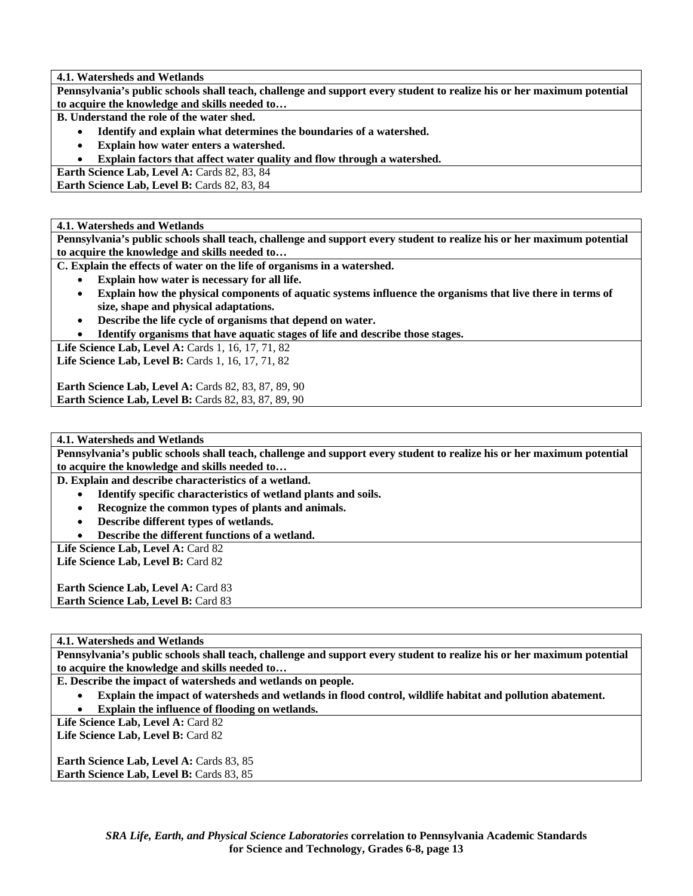**4.1. Watersheds and Wetlands**

**Pennsylvania's public schools shall teach, challenge and support every student to realize his or her maximum potential to acquire the knowledge and skills needed to…**

**B. Understand the role of the water shed.**

- **Identify and explain what determines the boundaries of a watershed.**
- **Explain how water enters a watershed.**
- **Explain factors that affect water quality and flow through a watershed.**

**Earth Science Lab, Level A:** Cards 82, 83, 84
**Earth Science Lab, Level B:** Cards 82, 83, 84

**4.1. Watersheds and Wetlands**

**Pennsylvania's public schools shall teach, challenge and support every student to realize his or her maximum potential to acquire the knowledge and skills needed to…**

**C. Explain the effects of water on the life of organisms in a watershed.**

- **Explain how water is necessary for all life.**
- **Explain how the physical components of aquatic systems influence the organisms that live there in terms of size, shape and physical adaptations.**
- **Describe the life cycle of organisms that depend on water.**
- **Identify organisms that have aquatic stages of life and describe those stages.**

**Life Science Lab, Level A:** Cards 1, 16, 17, 71, 82
**Life Science Lab, Level B:** Cards 1, 16, 17, 71, 82

**Earth Science Lab, Level A:** Cards 82, 83, 87, 89, 90
**Earth Science Lab, Level B:** Cards 82, 83, 87, 89, 90

**4.1. Watersheds and Wetlands**

**Pennsylvania's public schools shall teach, challenge and support every student to realize his or her maximum potential to acquire the knowledge and skills needed to…**

**D. Explain and describe characteristics of a wetland.**

- **Identify specific characteristics of wetland plants and soils.**
- **Recognize the common types of plants and animals.**
- **Describe different types of wetlands.**
- **Describe the different functions of a wetland.**

**Life Science Lab, Level A:** Card 82
**Life Science Lab, Level B:** Card 82

**Earth Science Lab, Level A:** Card 83
**Earth Science Lab, Level B:** Card 83

**4.1. Watersheds and Wetlands**

**Pennsylvania's public schools shall teach, challenge and support every student to realize his or her maximum potential to acquire the knowledge and skills needed to…**

**E. Describe the impact of watersheds and wetlands on people.**

- **Explain the impact of watersheds and wetlands in flood control, wildlife habitat and pollution abatement.**
- **Explain the influence of flooding on wetlands.**

**Life Science Lab, Level A:** Card 82
**Life Science Lab, Level B:** Card 82

**Earth Science Lab, Level A:** Cards 83, 85
**Earth Science Lab, Level B:** Cards 83, 85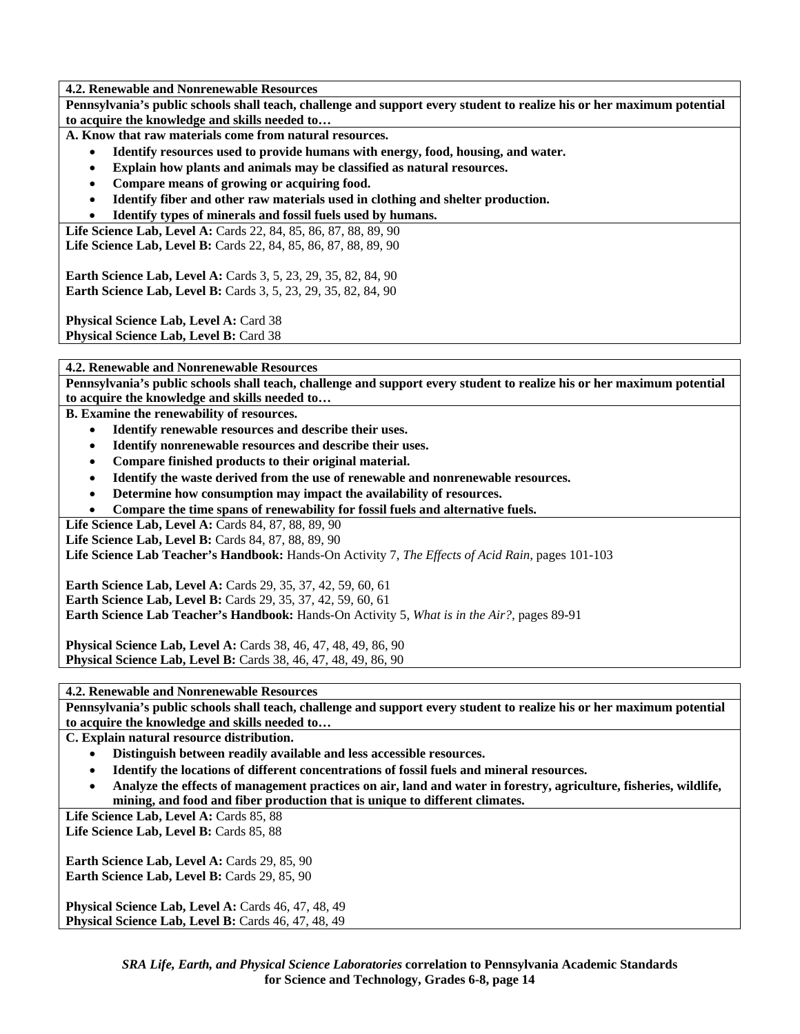**4.2. Renewable and Nonrenewable Resources**

**Pennsylvania's public schools shall teach, challenge and support every student to realize his or her maximum potential to acquire the knowledge and skills needed to…**

**A. Know that raw materials come from natural resources.**

- **Identify resources used to provide humans with energy, food, housing, and water.**
- **Explain how plants and animals may be classified as natural resources.**
- **Compare means of growing or acquiring food.**
- **Identify fiber and other raw materials used in clothing and shelter production.**
- **Identify types of minerals and fossil fuels used by humans.**

**Life Science Lab, Level A:** Cards 22, 84, 85, 86, 87, 88, 89, 90
**Life Science Lab, Level B:** Cards 22, 84, 85, 86, 87, 88, 89, 90

**Earth Science Lab, Level A:** Cards 3, 5, 23, 29, 35, 82, 84, 90
**Earth Science Lab, Level B:** Cards 3, 5, 23, 29, 35, 82, 84, 90

**Physical Science Lab, Level A:** Card 38
**Physical Science Lab, Level B:** Card 38

**4.2. Renewable and Nonrenewable Resources**

**Pennsylvania's public schools shall teach, challenge and support every student to realize his or her maximum potential to acquire the knowledge and skills needed to…**

**B. Examine the renewability of resources.**

- **Identify renewable resources and describe their uses.**
- **Identify nonrenewable resources and describe their uses.**
- **Compare finished products to their original material.**
- **Identify the waste derived from the use of renewable and nonrenewable resources.**
- **Determine how consumption may impact the availability of resources.**
- **Compare the time spans of renewability for fossil fuels and alternative fuels.**

**Life Science Lab, Level A:** Cards 84, 87, 88, 89, 90
**Life Science Lab, Level B:** Cards 84, 87, 88, 89, 90
**Life Science Lab Teacher's Handbook:** Hands-On Activity 7, *The Effects of Acid Rain,* pages 101-103

**Earth Science Lab, Level A:** Cards 29, 35, 37, 42, 59, 60, 61
**Earth Science Lab, Level B:** Cards 29, 35, 37, 42, 59, 60, 61
**Earth Science Lab Teacher's Handbook:** Hands-On Activity 5, *What is in the Air?,* pages 89-91

**Physical Science Lab, Level A:** Cards 38, 46, 47, 48, 49, 86, 90
**Physical Science Lab, Level B:** Cards 38, 46, 47, 48, 49, 86, 90

**4.2. Renewable and Nonrenewable Resources**

**Pennsylvania's public schools shall teach, challenge and support every student to realize his or her maximum potential to acquire the knowledge and skills needed to…**

**C. Explain natural resource distribution.**

- **Distinguish between readily available and less accessible resources.**
- **Identify the locations of different concentrations of fossil fuels and mineral resources.**
- **Analyze the effects of management practices on air, land and water in forestry, agriculture, fisheries, wildlife, mining, and food and fiber production that is unique to different climates.**

**Life Science Lab, Level A:** Cards 85, 88
**Life Science Lab, Level B:** Cards 85, 88

**Earth Science Lab, Level A:** Cards 29, 85, 90
**Earth Science Lab, Level B:** Cards 29, 85, 90

**Physical Science Lab, Level A:** Cards 46, 47, 48, 49
**Physical Science Lab, Level B:** Cards 46, 47, 48, 49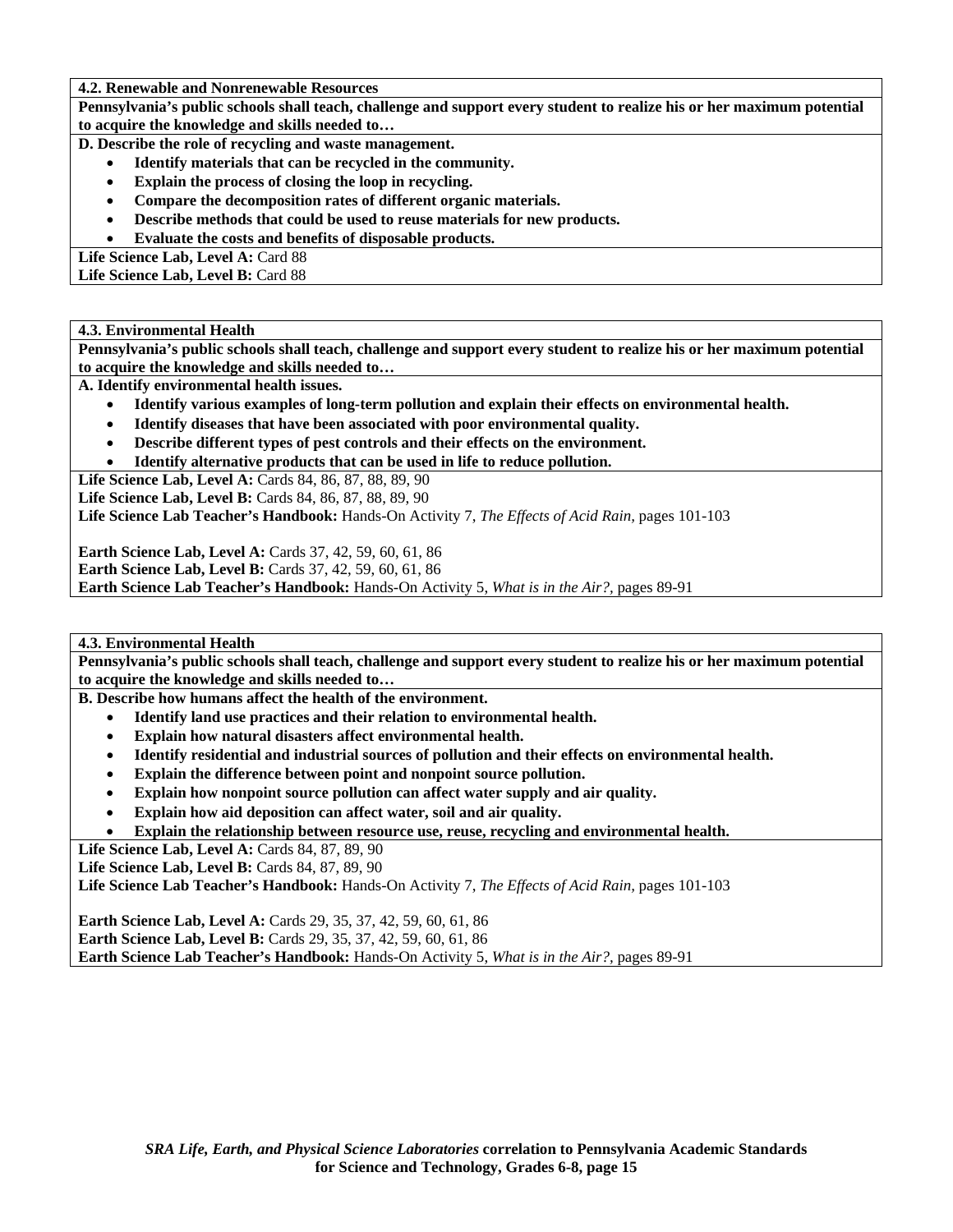**4.2. Renewable and Nonrenewable Resources**

**Pennsylvania's public schools shall teach, challenge and support every student to realize his or her maximum potential to acquire the knowledge and skills needed to…**

**D. Describe the role of recycling and waste management.**

- **Identify materials that can be recycled in the community.**
- **Explain the process of closing the loop in recycling.**
- **Compare the decomposition rates of different organic materials.**
- **Describe methods that could be used to reuse materials for new products.**
- **Evaluate the costs and benefits of disposable products.**

**Life Science Lab, Level A:** Card 88
**Life Science Lab, Level B:** Card 88

**4.3. Environmental Health**

**Pennsylvania's public schools shall teach, challenge and support every student to realize his or her maximum potential to acquire the knowledge and skills needed to…**

**A. Identify environmental health issues.**

- **Identify various examples of long-term pollution and explain their effects on environmental health.**
- **Identify diseases that have been associated with poor environmental quality.**
- **Describe different types of pest controls and their effects on the environment.**
- **Identify alternative products that can be used in life to reduce pollution.**

**Life Science Lab, Level A:** Cards 84, 86, 87, 88, 89, 90
**Life Science Lab, Level B:** Cards 84, 86, 87, 88, 89, 90
**Life Science Lab Teacher's Handbook:** Hands-On Activity 7, *The Effects of Acid Rain,* pages 101-103

**Earth Science Lab, Level A:** Cards 37, 42, 59, 60, 61, 86
**Earth Science Lab, Level B:** Cards 37, 42, 59, 60, 61, 86
**Earth Science Lab Teacher's Handbook:** Hands-On Activity 5, *What is in the Air?,* pages 89-91

**4.3. Environmental Health**

**Pennsylvania's public schools shall teach, challenge and support every student to realize his or her maximum potential to acquire the knowledge and skills needed to…**

**B. Describe how humans affect the health of the environment.**

- **Identify land use practices and their relation to environmental health.**
- **Explain how natural disasters affect environmental health.**
- **Identify residential and industrial sources of pollution and their effects on environmental health.**
- **Explain the difference between point and nonpoint source pollution.**
- **Explain how nonpoint source pollution can affect water supply and air quality.**
- **Explain how aid deposition can affect water, soil and air quality.**
- **Explain the relationship between resource use, reuse, recycling and environmental health.**

**Life Science Lab, Level A:** Cards 84, 87, 89, 90
**Life Science Lab, Level B:** Cards 84, 87, 89, 90
**Life Science Lab Teacher's Handbook:** Hands-On Activity 7, *The Effects of Acid Rain,* pages 101-103

**Earth Science Lab, Level A:** Cards 29, 35, 37, 42, 59, 60, 61, 86
**Earth Science Lab, Level B:** Cards 29, 35, 37, 42, 59, 60, 61, 86
**Earth Science Lab Teacher's Handbook:** Hands-On Activity 5, *What is in the Air?,* pages 89-91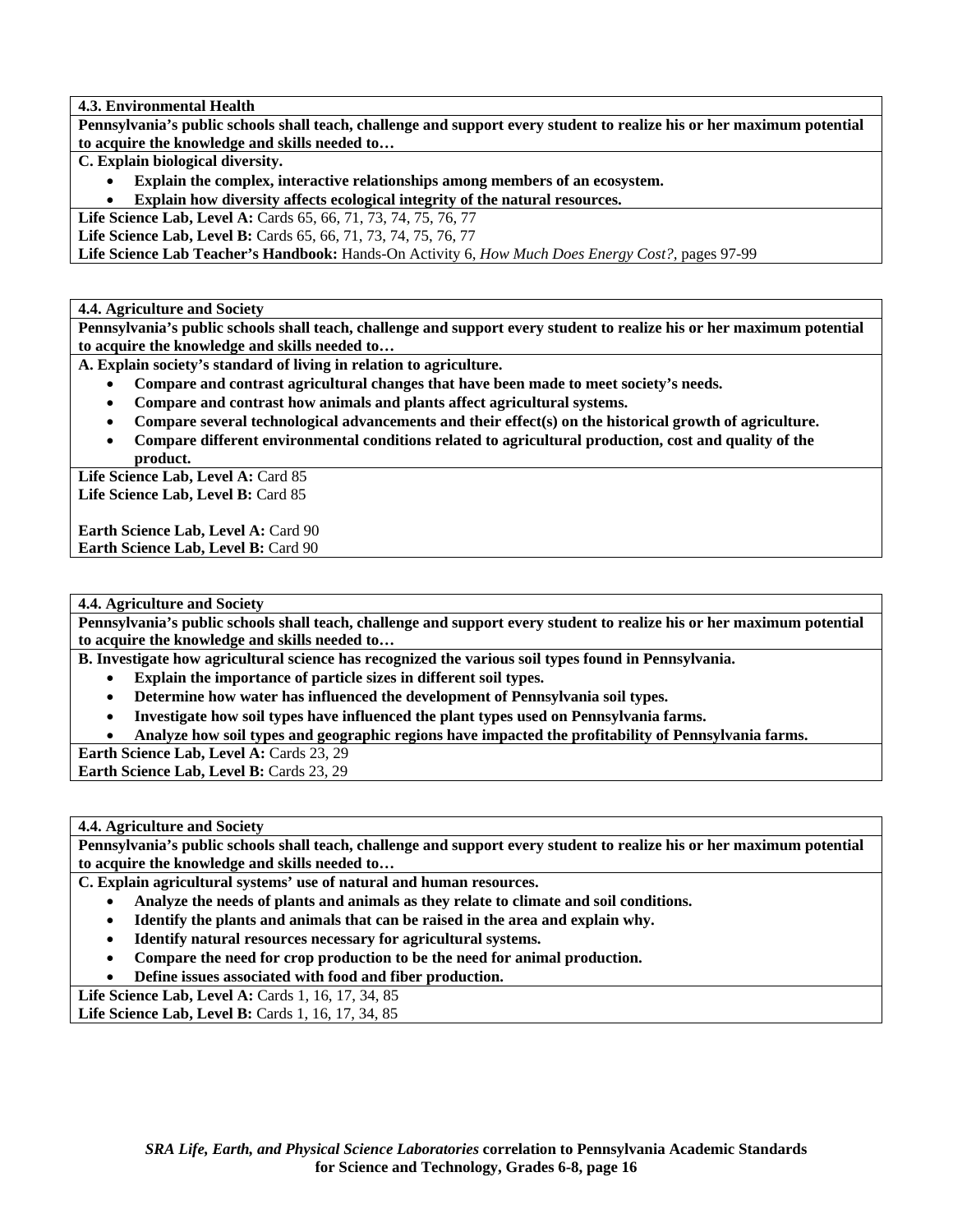**4.3. Environmental Health**

**Pennsylvania's public schools shall teach, challenge and support every student to realize his or her maximum potential to acquire the knowledge and skills needed to…**

**C. Explain biological diversity.**

- **Explain the complex, interactive relationships among members of an ecosystem.**
- **Explain how diversity affects ecological integrity of the natural resources.**

**Life Science Lab, Level A:** Cards 65, 66, 71, 73, 74, 75, 76, 77
**Life Science Lab, Level B:** Cards 65, 66, 71, 73, 74, 75, 76, 77
**Life Science Lab Teacher's Handbook:** Hands-On Activity 6, *How Much Does Energy Cost?,* pages 97-99

**4.4. Agriculture and Society**

**Pennsylvania's public schools shall teach, challenge and support every student to realize his or her maximum potential to acquire the knowledge and skills needed to…**

**A. Explain society's standard of living in relation to agriculture.**

- **Compare and contrast agricultural changes that have been made to meet society's needs.**
- **Compare and contrast how animals and plants affect agricultural systems.**
- **Compare several technological advancements and their effect(s) on the historical growth of agriculture.**
- **Compare different environmental conditions related to agricultural production, cost and quality of the product.**

**Life Science Lab, Level A:** Card 85
**Life Science Lab, Level B:** Card 85

**Earth Science Lab, Level A:** Card 90
**Earth Science Lab, Level B:** Card 90

**4.4. Agriculture and Society**

**Pennsylvania's public schools shall teach, challenge and support every student to realize his or her maximum potential to acquire the knowledge and skills needed to…**

**B. Investigate how agricultural science has recognized the various soil types found in Pennsylvania.**

- **Explain the importance of particle sizes in different soil types.**
- **Determine how water has influenced the development of Pennsylvania soil types.**
- **Investigate how soil types have influenced the plant types used on Pennsylvania farms.**
- **Analyze how soil types and geographic regions have impacted the profitability of Pennsylvania farms.**

**Earth Science Lab, Level A:** Cards 23, 29
**Earth Science Lab, Level B:** Cards 23, 29

**4.4. Agriculture and Society**

**Pennsylvania's public schools shall teach, challenge and support every student to realize his or her maximum potential to acquire the knowledge and skills needed to…**

**C. Explain agricultural systems' use of natural and human resources.**

- **Analyze the needs of plants and animals as they relate to climate and soil conditions.**
- **Identify the plants and animals that can be raised in the area and explain why.**
- **Identify natural resources necessary for agricultural systems.**
- **Compare the need for crop production to be the need for animal production.**
- **Define issues associated with food and fiber production.**

**Life Science Lab, Level A:** Cards 1, 16, 17, 34, 85
**Life Science Lab, Level B:** Cards 1, 16, 17, 34, 85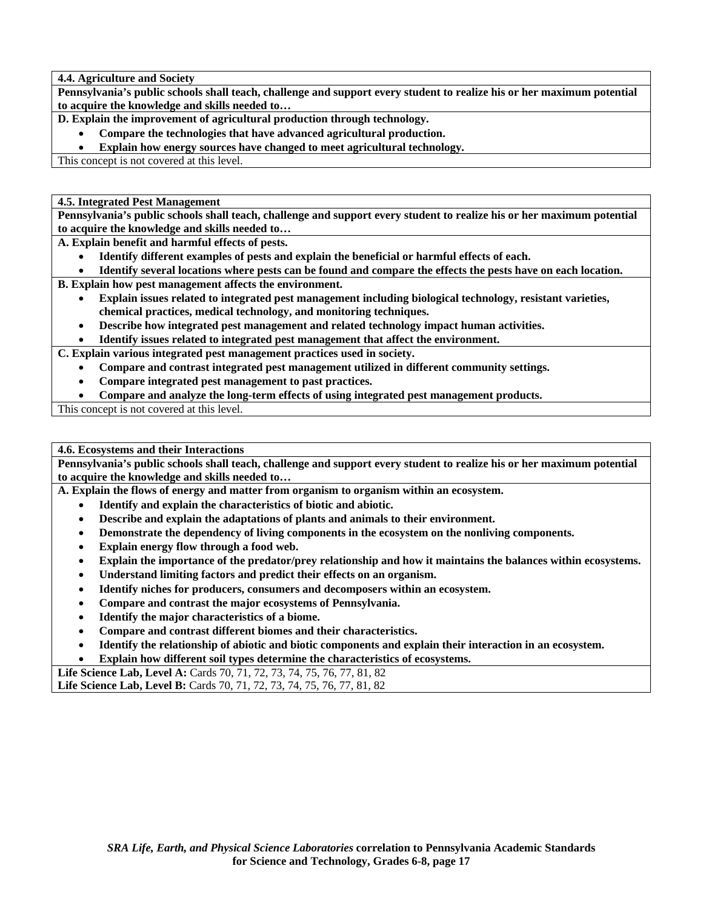**4.4. Agriculture and Society**

**Pennsylvania's public schools shall teach, challenge and support every student to realize his or her maximum potential to acquire the knowledge and skills needed to…**

**D. Explain the improvement of agricultural production through technology.**

- **Compare the technologies that have advanced agricultural production.**
- **Explain how energy sources have changed to meet agricultural technology.**

This concept is not covered at this level.

**4.5. Integrated Pest Management**

**Pennsylvania's public schools shall teach, challenge and support every student to realize his or her maximum potential to acquire the knowledge and skills needed to…**

**A. Explain benefit and harmful effects of pests.**

- **Identify different examples of pests and explain the beneficial or harmful effects of each.**
- **Identify several locations where pests can be found and compare the effects the pests have on each location.**

**B. Explain how pest management affects the environment.**

- **Explain issues related to integrated pest management including biological technology, resistant varieties, chemical practices, medical technology, and monitoring techniques.**
- **Describe how integrated pest management and related technology impact human activities.**
- **Identify issues related to integrated pest management that affect the environment.**

**C. Explain various integrated pest management practices used in society.**

- **Compare and contrast integrated pest management utilized in different community settings.**
- **Compare integrated pest management to past practices.**
- **Compare and analyze the long-term effects of using integrated pest management products.**

This concept is not covered at this level.

**4.6. Ecosystems and their Interactions**

**Pennsylvania's public schools shall teach, challenge and support every student to realize his or her maximum potential to acquire the knowledge and skills needed to…**

**A. Explain the flows of energy and matter from organism to organism within an ecosystem.**

- **Identify and explain the characteristics of biotic and abiotic.**
- **Describe and explain the adaptations of plants and animals to their environment.**
- **Demonstrate the dependency of living components in the ecosystem on the nonliving components.**
- **Explain energy flow through a food web.**
- **Explain the importance of the predator/prey relationship and how it maintains the balances within ecosystems.**
- **Understand limiting factors and predict their effects on an organism.**
- **Identify niches for producers, consumers and decomposers within an ecosystem.**
- **Compare and contrast the major ecosystems of Pennsylvania.**
- **Identify the major characteristics of a biome.**
- **Compare and contrast different biomes and their characteristics.**
- **Identify the relationship of abiotic and biotic components and explain their interaction in an ecosystem.**
- **Explain how different soil types determine the characteristics of ecosystems.**

**Life Science Lab, Level A:** Cards 70, 71, 72, 73, 74, 75, 76, 77, 81, 82

**Life Science Lab, Level B:** Cards 70, 71, 72, 73, 74, 75, 76, 77, 81, 82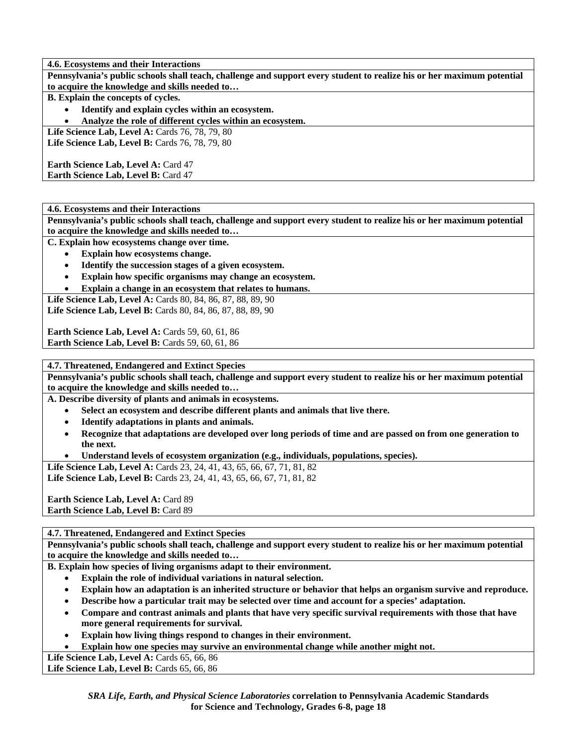**4.6. Ecosystems and their Interactions**

**Pennsylvania's public schools shall teach, challenge and support every student to realize his or her maximum potential to acquire the knowledge and skills needed to…**

**B. Explain the concepts of cycles.**

- **Identify and explain cycles within an ecosystem.**
- **Analyze the role of different cycles within an ecosystem.**

**Life Science Lab, Level A:** Cards 76, 78, 79, 80
**Life Science Lab, Level B:** Cards 76, 78, 79, 80

**Earth Science Lab, Level A:** Card 47
**Earth Science Lab, Level B:** Card 47

**4.6. Ecosystems and their Interactions**

**Pennsylvania's public schools shall teach, challenge and support every student to realize his or her maximum potential to acquire the knowledge and skills needed to…**

**C. Explain how ecosystems change over time.**

- **Explain how ecosystems change.**
- **Identify the succession stages of a given ecosystem.**
- **Explain how specific organisms may change an ecosystem.**
- **Explain a change in an ecosystem that relates to humans.**

**Life Science Lab, Level A:** Cards 80, 84, 86, 87, 88, 89, 90
**Life Science Lab, Level B:** Cards 80, 84, 86, 87, 88, 89, 90

**Earth Science Lab, Level A:** Cards 59, 60, 61, 86
**Earth Science Lab, Level B:** Cards 59, 60, 61, 86

**4.7. Threatened, Endangered and Extinct Species**

**Pennsylvania's public schools shall teach, challenge and support every student to realize his or her maximum potential to acquire the knowledge and skills needed to…**

**A. Describe diversity of plants and animals in ecosystems.**

- **Select an ecosystem and describe different plants and animals that live there.**
- **Identify adaptations in plants and animals.**
- **Recognize that adaptations are developed over long periods of time and are passed on from one generation to the next.**
- **Understand levels of ecosystem organization (e.g., individuals, populations, species).**

**Life Science Lab, Level A:** Cards 23, 24, 41, 43, 65, 66, 67, 71, 81, 82
**Life Science Lab, Level B:** Cards 23, 24, 41, 43, 65, 66, 67, 71, 81, 82

**Earth Science Lab, Level A:** Card 89
**Earth Science Lab, Level B:** Card 89

**4.7. Threatened, Endangered and Extinct Species**

**Pennsylvania's public schools shall teach, challenge and support every student to realize his or her maximum potential to acquire the knowledge and skills needed to…**

**B. Explain how species of living organisms adapt to their environment.**

- **Explain the role of individual variations in natural selection.**
- **Explain how an adaptation is an inherited structure or behavior that helps an organism survive and reproduce.**
- **Describe how a particular trait may be selected over time and account for a species' adaptation.**
- **Compare and contrast animals and plants that have very specific survival requirements with those that have more general requirements for survival.**
- **Explain how living things respond to changes in their environment.**
- **Explain how one species may survive an environmental change while another might not.**

**Life Science Lab, Level A:** Cards 65, 66, 86
**Life Science Lab, Level B:** Cards 65, 66, 86

*SRA Life, Earth, and Physical Science Laboratories* **correlation to Pennsylvania Academic Standards for Science and Technology, Grades 6-8, page 18**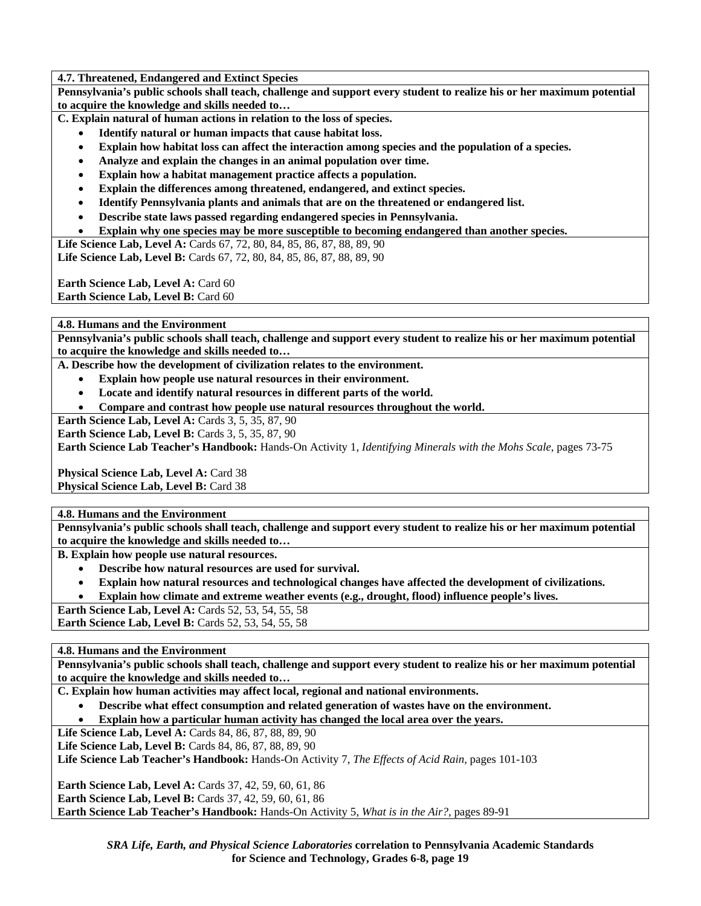**4.7. Threatened, Endangered and Extinct Species**

**Pennsylvania's public schools shall teach, challenge and support every student to realize his or her maximum potential to acquire the knowledge and skills needed to…**

**C. Explain natural of human actions in relation to the loss of species.**

- **Identify natural or human impacts that cause habitat loss.**
- **Explain how habitat loss can affect the interaction among species and the population of a species.**
- **Analyze and explain the changes in an animal population over time.**
- **Explain how a habitat management practice affects a population.**
- **Explain the differences among threatened, endangered, and extinct species.**
- **Identify Pennsylvania plants and animals that are on the threatened or endangered list.**
- **Describe state laws passed regarding endangered species in Pennsylvania.**
- **Explain why one species may be more susceptible to becoming endangered than another species.**

**Life Science Lab, Level A:** Cards 67, 72, 80, 84, 85, 86, 87, 88, 89, 90
**Life Science Lab, Level B:** Cards 67, 72, 80, 84, 85, 86, 87, 88, 89, 90

**Earth Science Lab, Level A:** Card 60
**Earth Science Lab, Level B:** Card 60

---

**4.8. Humans and the Environment**

**Pennsylvania's public schools shall teach, challenge and support every student to realize his or her maximum potential to acquire the knowledge and skills needed to…**

**A. Describe how the development of civilization relates to the environment.**

- **Explain how people use natural resources in their environment.**
- **Locate and identify natural resources in different parts of the world.**
- **Compare and contrast how people use natural resources throughout the world.**

**Earth Science Lab, Level A:** Cards 3, 5, 35, 87, 90
**Earth Science Lab, Level B:** Cards 3, 5, 35, 87, 90
**Earth Science Lab Teacher's Handbook:** Hands-On Activity 1, *Identifying Minerals with the Mohs Scale,* pages 73-75

**Physical Science Lab, Level A:** Card 38
**Physical Science Lab, Level B:** Card 38

---

**4.8. Humans and the Environment**

**Pennsylvania's public schools shall teach, challenge and support every student to realize his or her maximum potential to acquire the knowledge and skills needed to…**

**B. Explain how people use natural resources.**

- **Describe how natural resources are used for survival.**
- **Explain how natural resources and technological changes have affected the development of civilizations.**
- **Explain how climate and extreme weather events (e.g., drought, flood) influence people's lives.**

**Earth Science Lab, Level A:** Cards 52, 53, 54, 55, 58
**Earth Science Lab, Level B:** Cards 52, 53, 54, 55, 58

---

**4.8. Humans and the Environment**

**Pennsylvania's public schools shall teach, challenge and support every student to realize his or her maximum potential to acquire the knowledge and skills needed to…**

**C. Explain how human activities may affect local, regional and national environments.**

- **Describe what effect consumption and related generation of wastes have on the environment.**
- **Explain how a particular human activity has changed the local area over the years.**

**Life Science Lab, Level A:** Cards 84, 86, 87, 88, 89, 90
**Life Science Lab, Level B:** Cards 84, 86, 87, 88, 89, 90
**Life Science Lab Teacher's Handbook:** Hands-On Activity 7, *The Effects of Acid Rain,* pages 101-103

**Earth Science Lab, Level A:** Cards 37, 42, 59, 60, 61, 86
**Earth Science Lab, Level B:** Cards 37, 42, 59, 60, 61, 86
**Earth Science Lab Teacher's Handbook:** Hands-On Activity 5, *What is in the Air?,* pages 89-91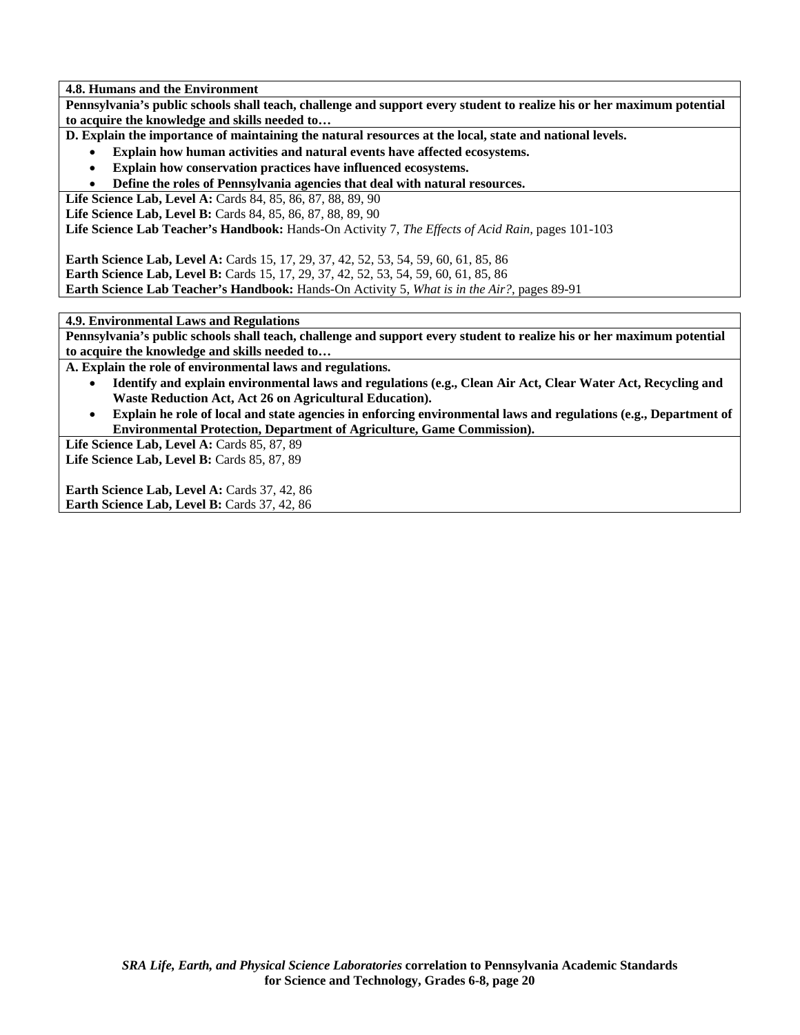**4.8. Humans and the Environment**

**Pennsylvania's public schools shall teach, challenge and support every student to realize his or her maximum potential to acquire the knowledge and skills needed to…**

**D. Explain the importance of maintaining the natural resources at the local, state and national levels.**

- **Explain how human activities and natural events have affected ecosystems.**
- **Explain how conservation practices have influenced ecosystems.**
- **Define the roles of Pennsylvania agencies that deal with natural resources.**

**Life Science Lab, Level A:** Cards 84, 85, 86, 87, 88, 89, 90
**Life Science Lab, Level B:** Cards 84, 85, 86, 87, 88, 89, 90
**Life Science Lab Teacher's Handbook:** Hands-On Activity 7, *The Effects of Acid Rain,* pages 101-103

**Earth Science Lab, Level A:** Cards 15, 17, 29, 37, 42, 52, 53, 54, 59, 60, 61, 85, 86
**Earth Science Lab, Level B:** Cards 15, 17, 29, 37, 42, 52, 53, 54, 59, 60, 61, 85, 86
**Earth Science Lab Teacher's Handbook:** Hands-On Activity 5, *What is in the Air?,* pages 89-91

**4.9. Environmental Laws and Regulations**

**Pennsylvania's public schools shall teach, challenge and support every student to realize his or her maximum potential to acquire the knowledge and skills needed to…**

**A. Explain the role of environmental laws and regulations.**

- **Identify and explain environmental laws and regulations (e.g., Clean Air Act, Clear Water Act, Recycling and Waste Reduction Act, Act 26 on Agricultural Education).**
- **Explain he role of local and state agencies in enforcing environmental laws and regulations (e.g., Department of Environmental Protection, Department of Agriculture, Game Commission).**

**Life Science Lab, Level A:** Cards 85, 87, 89
**Life Science Lab, Level B:** Cards 85, 87, 89

**Earth Science Lab, Level A:** Cards 37, 42, 86
**Earth Science Lab, Level B:** Cards 37, 42, 86